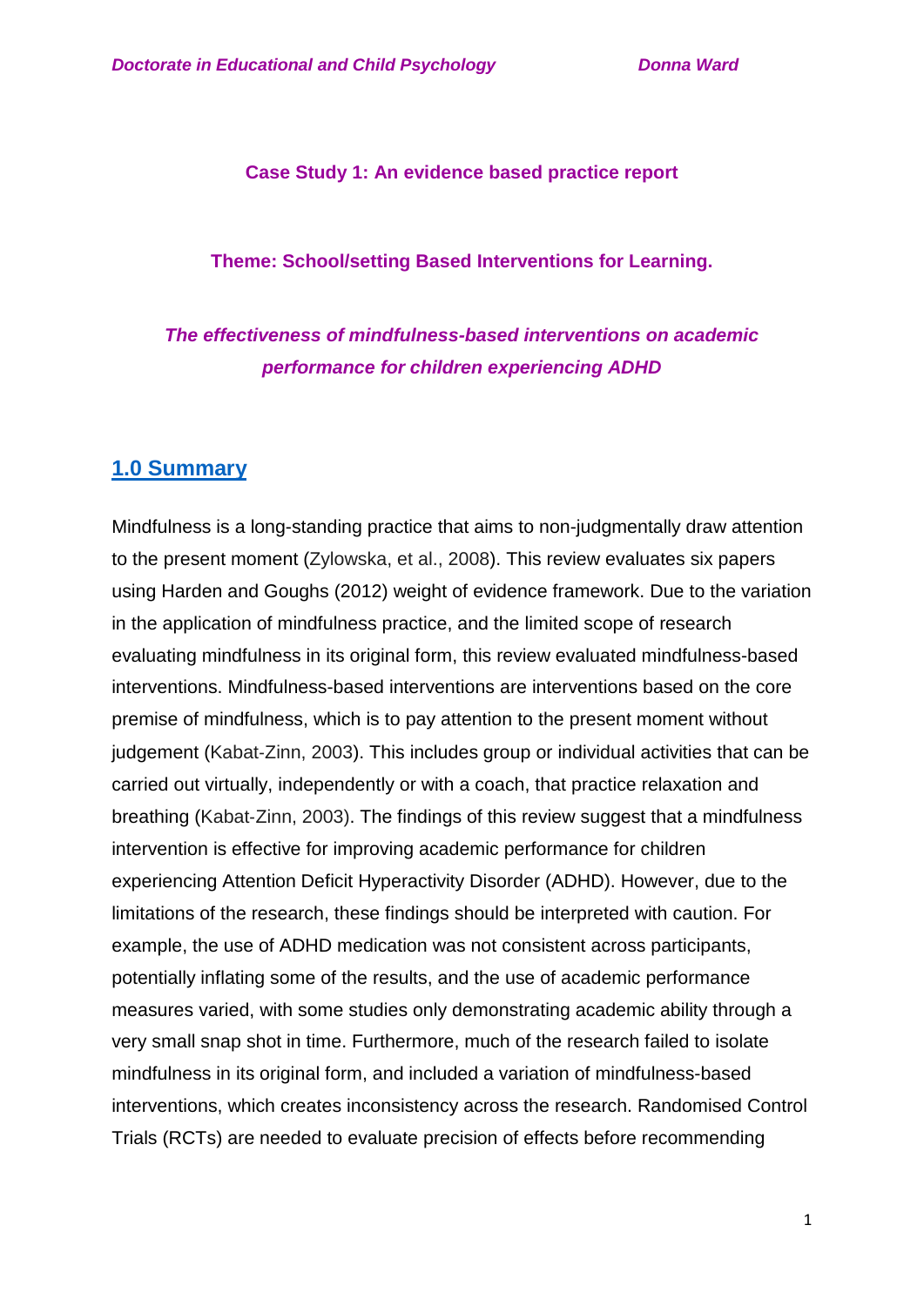**Case Study 1: An evidence based practice report**

**Theme: School/setting Based Interventions for Learning.**

***The effectiveness of mindfulness-based interventions on academic performance for children experiencing ADHD***

## 1.0 Summary

Mindfulness is a long-standing practice that aims to non-judgmentally draw attention to the present moment (Zylowska, et al., 2008). This review evaluates six papers using Harden and Goughs (2012) weight of evidence framework. Due to the variation in the application of mindfulness practice, and the limited scope of research evaluating mindfulness in its original form, this review evaluated mindfulness-based interventions. Mindfulness-based interventions are interventions based on the core premise of mindfulness, which is to pay attention to the present moment without judgement (Kabat-Zinn, 2003). This includes group or individual activities that can be carried out virtually, independently or with a coach, that practice relaxation and breathing (Kabat-Zinn, 2003). The findings of this review suggest that a mindfulness intervention is effective for improving academic performance for children experiencing Attention Deficit Hyperactivity Disorder (ADHD). However, due to the limitations of the research, these findings should be interpreted with caution. For example, the use of ADHD medication was not consistent across participants, potentially inflating some of the results, and the use of academic performance measures varied, with some studies only demonstrating academic ability through a very small snap shot in time. Furthermore, much of the research failed to isolate mindfulness in its original form, and included a variation of mindfulness-based interventions, which creates inconsistency across the research. Randomised Control Trials (RCTs) are needed to evaluate precision of effects before recommending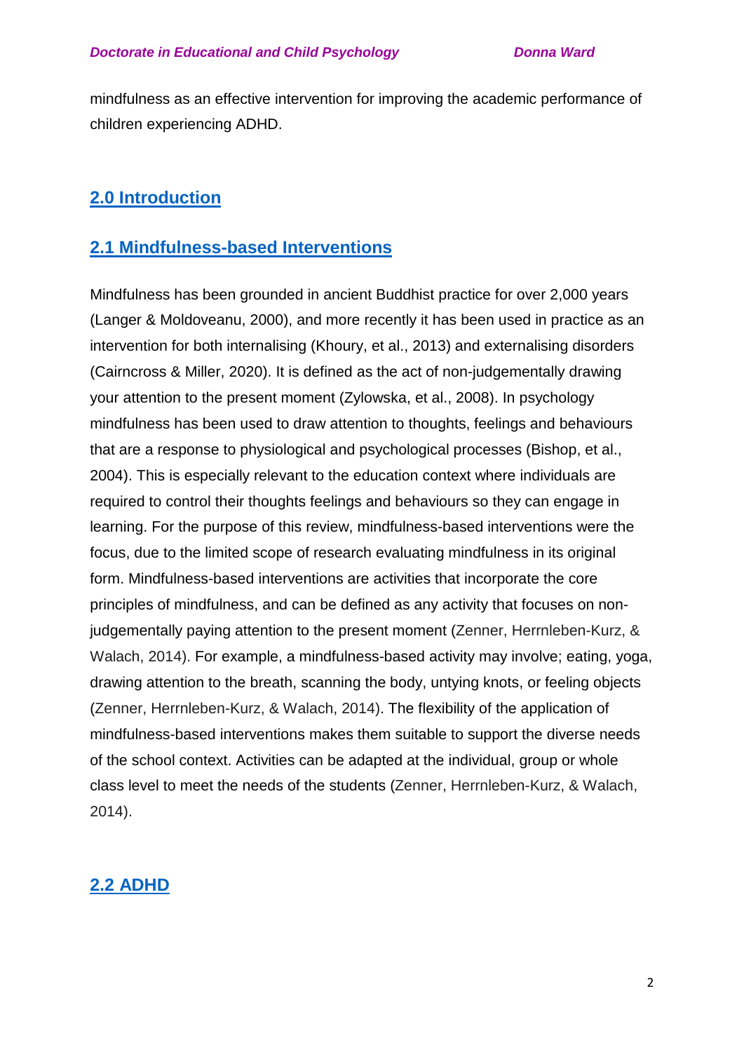mindfulness as an effective intervention for improving the academic performance of children experiencing ADHD.

## 2.0 Introduction

## 2.1 Mindfulness-based Interventions

Mindfulness has been grounded in ancient Buddhist practice for over 2,000 years (Langer & Moldoveanu, 2000), and more recently it has been used in practice as an intervention for both internalising (Khoury, et al., 2013) and externalising disorders (Cairncross & Miller, 2020). It is defined as the act of non-judgementally drawing your attention to the present moment (Zylowska, et al., 2008). In psychology mindfulness has been used to draw attention to thoughts, feelings and behaviours that are a response to physiological and psychological processes (Bishop, et al., 2004). This is especially relevant to the education context where individuals are required to control their thoughts feelings and behaviours so they can engage in learning. For the purpose of this review, mindfulness-based interventions were the focus, due to the limited scope of research evaluating mindfulness in its original form. Mindfulness-based interventions are activities that incorporate the core principles of mindfulness, and can be defined as any activity that focuses on non-judgementally paying attention to the present moment (Zenner, Herrnleben-Kurz, & Walach, 2014). For example, a mindfulness-based activity may involve; eating, yoga, drawing attention to the breath, scanning the body, untying knots, or feeling objects (Zenner, Herrnleben-Kurz, & Walach, 2014). The flexibility of the application of mindfulness-based interventions makes them suitable to support the diverse needs of the school context. Activities can be adapted at the individual, group or whole class level to meet the needs of the students (Zenner, Herrnleben-Kurz, & Walach, 2014).

## 2.2 ADHD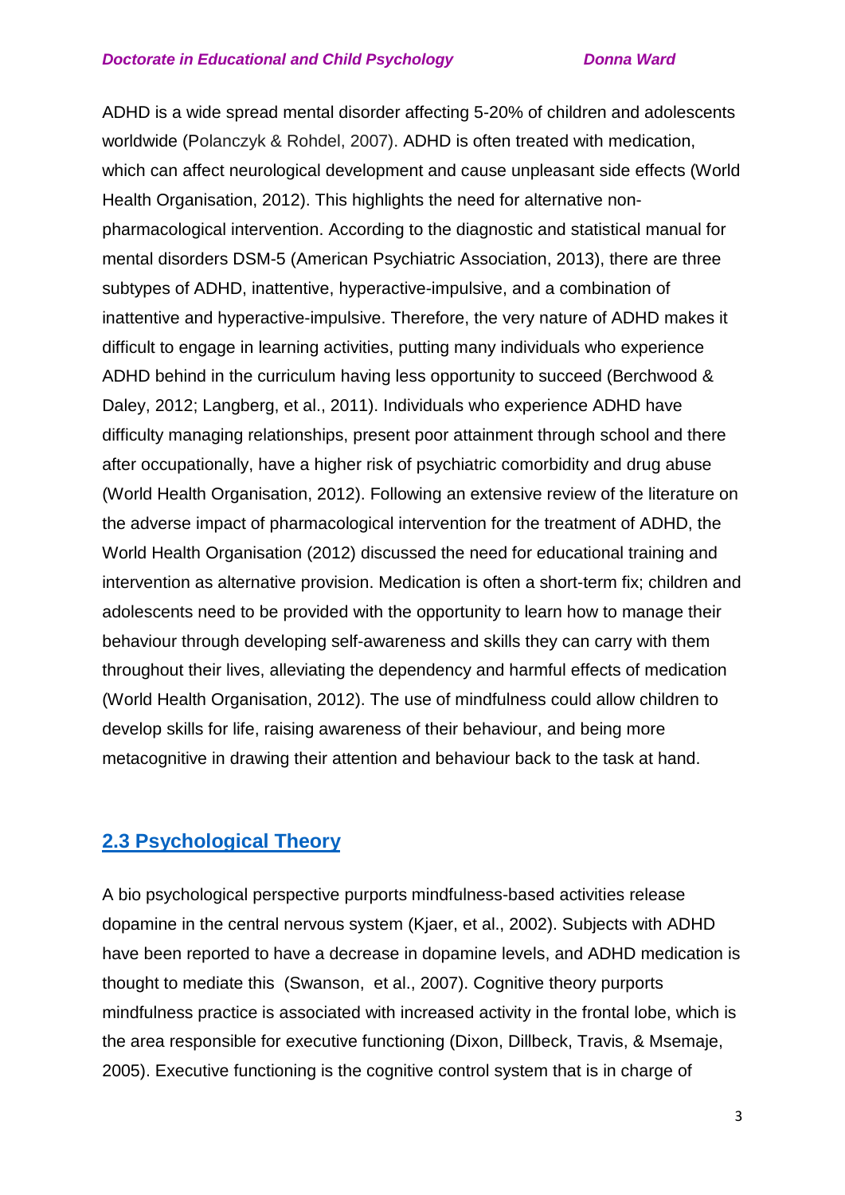ADHD is a wide spread mental disorder affecting 5-20% of children and adolescents worldwide (Polanczyk & Rohdel, 2007). ADHD is often treated with medication, which can affect neurological development and cause unpleasant side effects (World Health Organisation, 2012). This highlights the need for alternative non-pharmacological intervention. According to the diagnostic and statistical manual for mental disorders DSM-5 (American Psychiatric Association, 2013), there are three subtypes of ADHD, inattentive, hyperactive-impulsive, and a combination of inattentive and hyperactive-impulsive. Therefore, the very nature of ADHD makes it difficult to engage in learning activities, putting many individuals who experience ADHD behind in the curriculum having less opportunity to succeed (Berchwood & Daley, 2012; Langberg, et al., 2011). Individuals who experience ADHD have difficulty managing relationships, present poor attainment through school and there after occupationally, have a higher risk of psychiatric comorbidity and drug abuse (World Health Organisation, 2012). Following an extensive review of the literature on the adverse impact of pharmacological intervention for the treatment of ADHD, the World Health Organisation (2012) discussed the need for educational training and intervention as alternative provision. Medication is often a short-term fix; children and adolescents need to be provided with the opportunity to learn how to manage their behaviour through developing self-awareness and skills they can carry with them throughout their lives, alleviating the dependency and harmful effects of medication (World Health Organisation, 2012). The use of mindfulness could allow children to develop skills for life, raising awareness of their behaviour, and being more metacognitive in drawing their attention and behaviour back to the task at hand.

## 2.3 Psychological Theory

A bio psychological perspective purports mindfulness-based activities release dopamine in the central nervous system (Kjaer, et al., 2002). Subjects with ADHD have been reported to have a decrease in dopamine levels, and ADHD medication is thought to mediate this (Swanson, et al., 2007). Cognitive theory purports mindfulness practice is associated with increased activity in the frontal lobe, which is the area responsible for executive functioning (Dixon, Dillbeck, Travis, & Msemaje, 2005). Executive functioning is the cognitive control system that is in charge of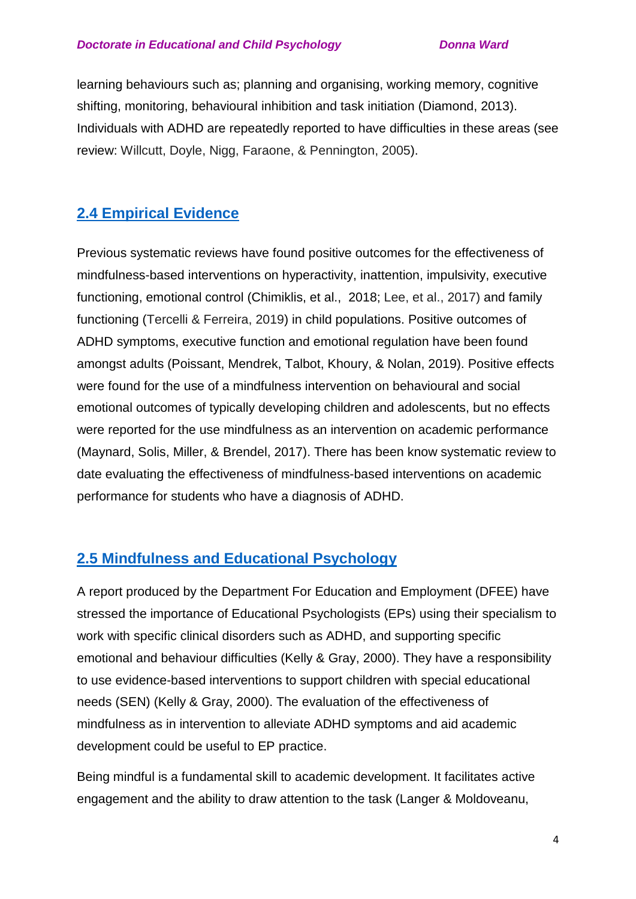learning behaviours such as; planning and organising, working memory, cognitive shifting, monitoring, behavioural inhibition and task initiation (Diamond, 2013). Individuals with ADHD are repeatedly reported to have difficulties in these areas (see review: Willcutt, Doyle, Nigg, Faraone, & Pennington, 2005).

## 2.4 Empirical Evidence

Previous systematic reviews have found positive outcomes for the effectiveness of mindfulness-based interventions on hyperactivity, inattention, impulsivity, executive functioning, emotional control (Chimiklis, et al., 2018; Lee, et al., 2017) and family functioning (Tercelli & Ferreira, 2019) in child populations. Positive outcomes of ADHD symptoms, executive function and emotional regulation have been found amongst adults (Poissant, Mendrek, Talbot, Khoury, & Nolan, 2019). Positive effects were found for the use of a mindfulness intervention on behavioural and social emotional outcomes of typically developing children and adolescents, but no effects were reported for the use mindfulness as an intervention on academic performance (Maynard, Solis, Miller, & Brendel, 2017). There has been know systematic review to date evaluating the effectiveness of mindfulness-based interventions on academic performance for students who have a diagnosis of ADHD.

## 2.5 Mindfulness and Educational Psychology

A report produced by the Department For Education and Employment (DFEE) have stressed the importance of Educational Psychologists (EPs) using their specialism to work with specific clinical disorders such as ADHD, and supporting specific emotional and behaviour difficulties (Kelly & Gray, 2000). They have a responsibility to use evidence-based interventions to support children with special educational needs (SEN) (Kelly & Gray, 2000). The evaluation of the effectiveness of mindfulness as in intervention to alleviate ADHD symptoms and aid academic development could be useful to EP practice.

Being mindful is a fundamental skill to academic development. It facilitates active engagement and the ability to draw attention to the task (Langer & Moldoveanu,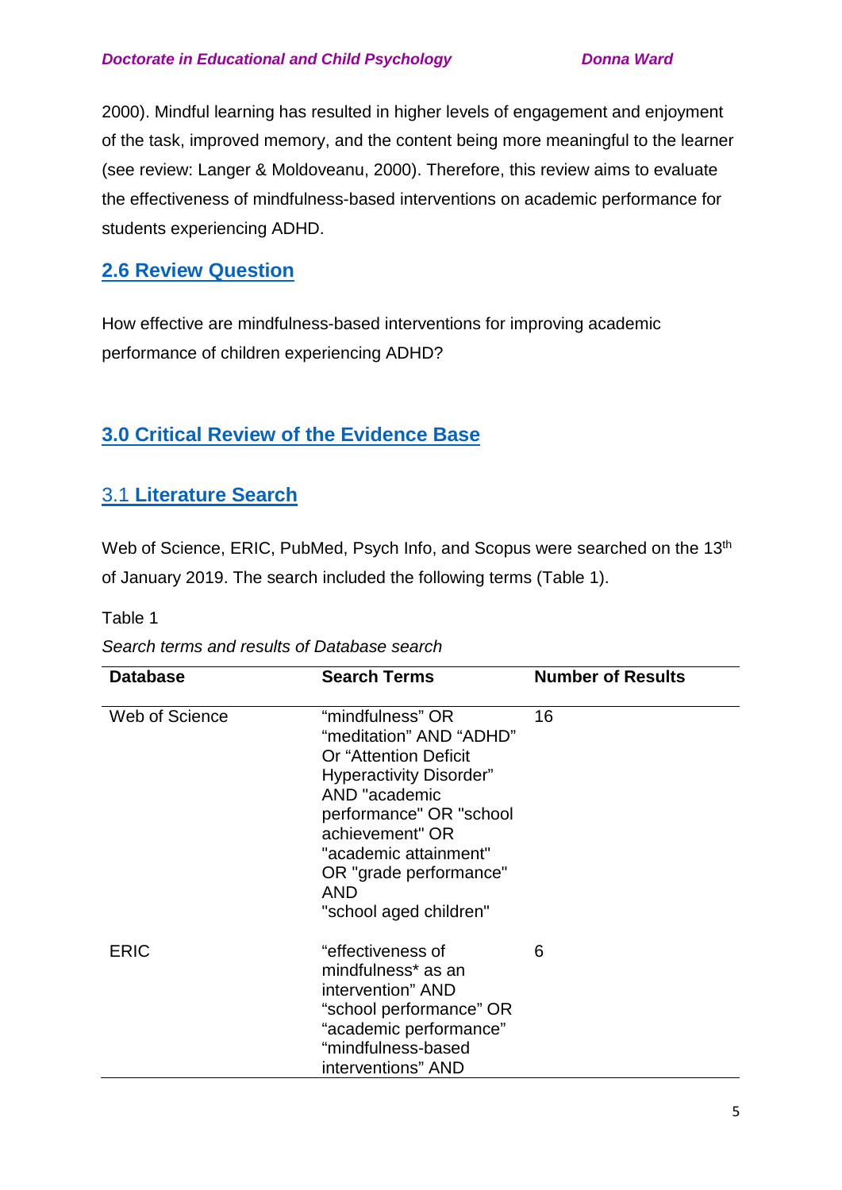2000). Mindful learning has resulted in higher levels of engagement and enjoyment of the task, improved memory, and the content being more meaningful to the learner (see review: Langer & Moldoveanu, 2000). Therefore, this review aims to evaluate the effectiveness of mindfulness-based interventions on academic performance for students experiencing ADHD.

## 2.6 Review Question

How effective are mindfulness-based interventions for improving academic performance of children experiencing ADHD?

# 3.0 Critical Review of the Evidence Base

## 3.1 Literature Search

Web of Science, ERIC, PubMed, Psych Info, and Scopus were searched on the 13th of January 2019. The search included the following terms (Table 1).

Table 1

*Search terms and results of Database search*

| Database | Search Terms | Number of Results |
|---|---|---|
| Web of Science | "mindfulness" OR "meditation" AND "ADHD" Or "Attention Deficit Hyperactivity Disorder" AND "academic performance" OR "school achievement" OR "academic attainment" OR "grade performance" AND "school aged children" | 16 |
| ERIC | "effectiveness of mindfulness* as an intervention" AND "school performance" OR "academic performance" "mindfulness-based interventions" AND | 6 |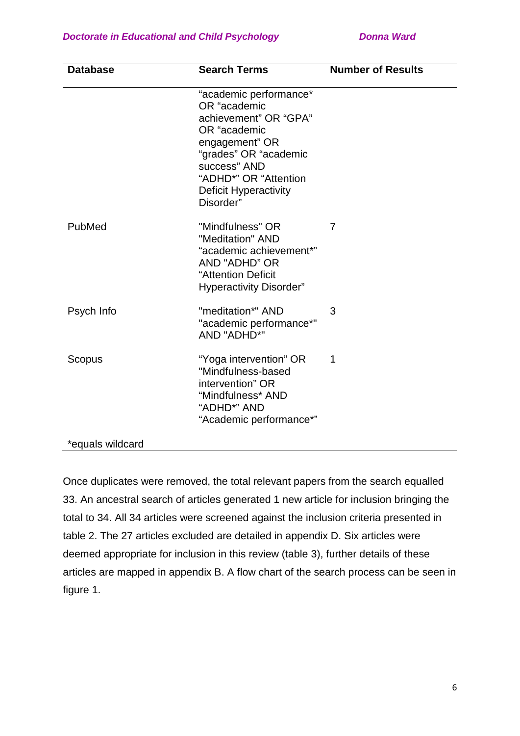| Database | Search Terms | Number of Results |
|---|---|---|
| | "academic performance* OR "academic achievement" OR "GPA" OR "academic engagement" OR "grades" OR "academic success" AND "ADHD*" OR "Attention Deficit Hyperactivity Disorder" | |
| PubMed | "Mindfulness" OR "Meditation" AND "academic achievement*" AND "ADHD" OR "Attention Deficit Hyperactivity Disorder" | 7 |
| Psych Info | "meditation*" AND "academic performance*" AND "ADHD*" | 3 |
| Scopus | "Yoga intervention" OR "Mindfulness-based intervention" OR "Mindfulness* AND "ADHD*" AND "Academic performance*" | 1 |

*equals wildcard

Once duplicates were removed, the total relevant papers from the search equalled 33. An ancestral search of articles generated 1 new article for inclusion bringing the total to 34. All 34 articles were screened against the inclusion criteria presented in table 2. The 27 articles excluded are detailed in appendix D. Six articles were deemed appropriate for inclusion in this review (table 3), further details of these articles are mapped in appendix B. A flow chart of the search process can be seen in figure 1.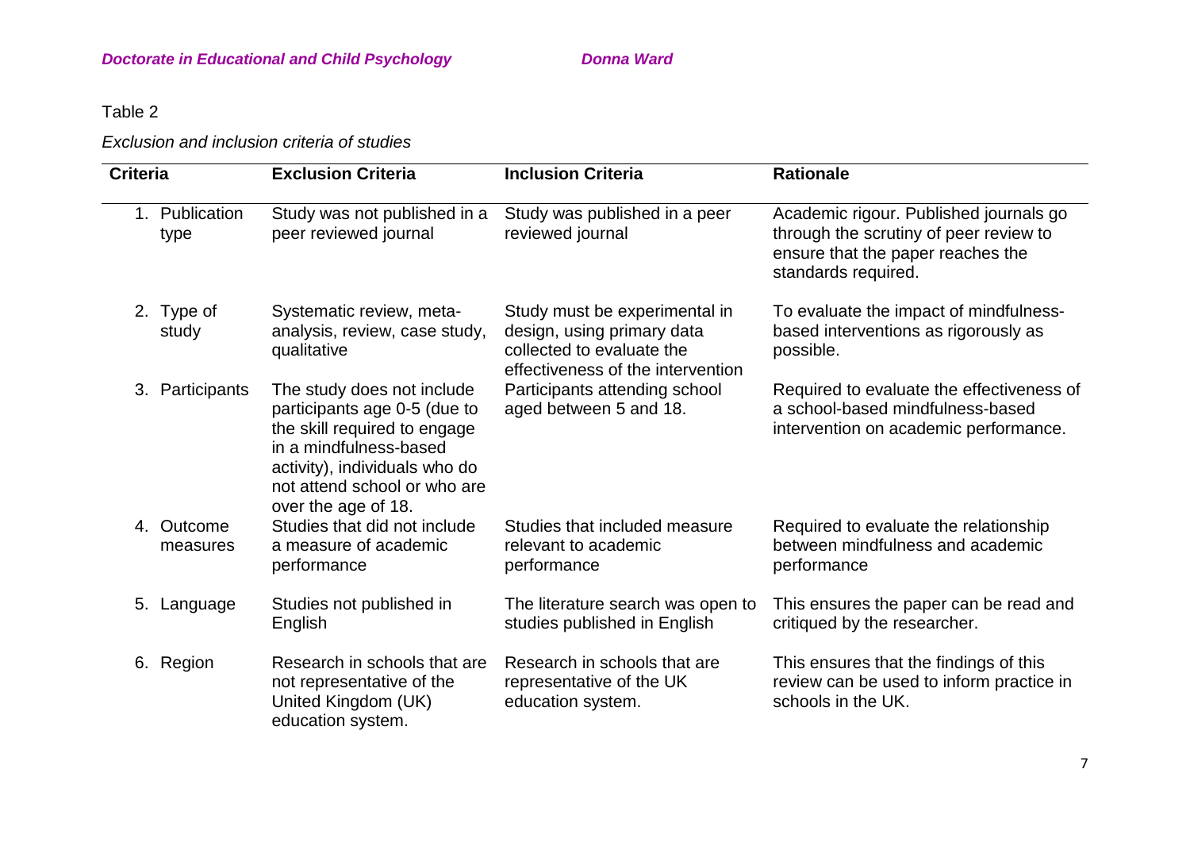Table 2

*Exclusion and inclusion criteria of studies*

| Criteria | Exclusion Criteria | Inclusion Criteria | Rationale |
|---|---|---|---|
| 1. Publication type | Study was not published in a peer reviewed journal | Study was published in a peer reviewed journal | Academic rigour. Published journals go through the scrutiny of peer review to ensure that the paper reaches the standards required. |
| 2. Type of study | Systematic review, meta-analysis, review, case study, qualitative | Study must be experimental in design, using primary data collected to evaluate the effectiveness of the intervention | To evaluate the impact of mindfulness-based interventions as rigorously as possible. |
| 3. Participants | The study does not include participants age 0-5 (due to the skill required to engage in a mindfulness-based activity), individuals who do not attend school or who are over the age of 18. | Participants attending school aged between 5 and 18. | Required to evaluate the effectiveness of a school-based mindfulness-based intervention on academic performance. |
| 4. Outcome measures | Studies that did not include a measure of academic performance | Studies that included measure relevant to academic performance | Required to evaluate the relationship between mindfulness and academic performance |
| 5. Language | Studies not published in English | The literature search was open to studies published in English | This ensures the paper can be read and critiqued by the researcher. |
| 6. Region | Research in schools that are not representative of the United Kingdom (UK) education system. | Research in schools that are representative of the UK education system. | This ensures that the findings of this review can be used to inform practice in schools in the UK. |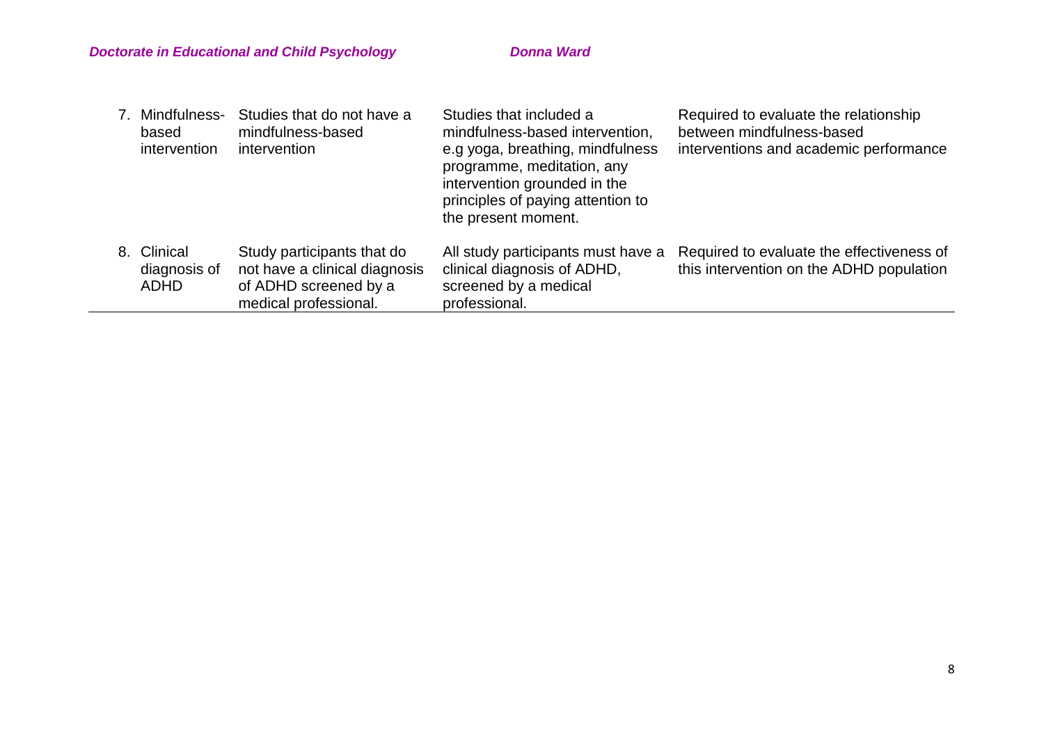| | | | |
|---|---|---|---|
| 7. Mindfulness-based intervention | Studies that do not have a mindfulness-based intervention | Studies that included a mindfulness-based intervention, e.g yoga, breathing, mindfulness programme, meditation, any intervention grounded in the principles of paying attention to the present moment. | Required to evaluate the relationship between mindfulness-based interventions and academic performance |
| 8. Clinical diagnosis of ADHD | Study participants that do not have a clinical diagnosis of ADHD screened by a medical professional. | All study participants must have a clinical diagnosis of ADHD, screened by a medical professional. | Required to evaluate the effectiveness of this intervention on the ADHD population |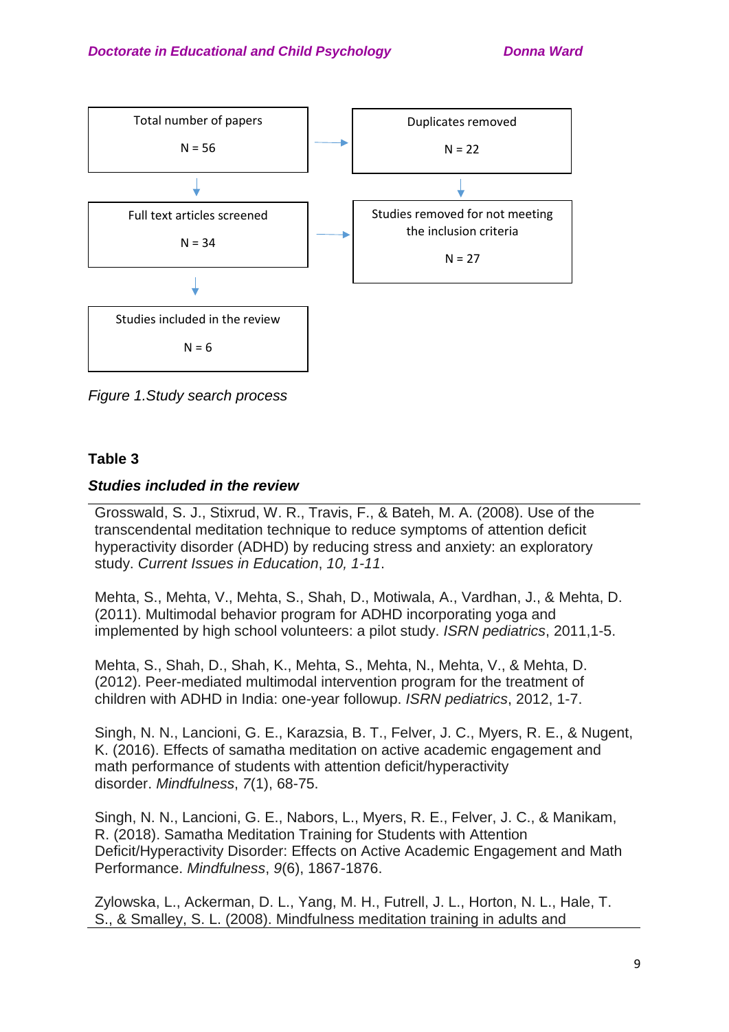| Total number of papers<br><br>N = 56 | → | Duplicates removed<br><br>N = 22 |
|---|---|---|
| ↓ | | ↓ |
| Full text articles screened<br><br>N = 34 | → | Studies removed for not meeting the inclusion criteria<br><br>N = 27 |
| ↓ | | |
| Studies included in the review<br><br>N = 6 | | |

*Figure 1.Study search process*

**Table 3**

***Studies included in the review***

Grosswald, S. J., Stixrud, W. R., Travis, F., & Bateh, M. A. (2008). Use of the transcendental meditation technique to reduce symptoms of attention deficit hyperactivity disorder (ADHD) by reducing stress and anxiety: an exploratory study. *Current Issues in Education*, *10, 1-11*.

Mehta, S., Mehta, V., Mehta, S., Shah, D., Motiwala, A., Vardhan, J., & Mehta, D. (2011). Multimodal behavior program for ADHD incorporating yoga and implemented by high school volunteers: a pilot study. *ISRN pediatrics*, 2011,1-5.

Mehta, S., Shah, D., Shah, K., Mehta, S., Mehta, N., Mehta, V., & Mehta, D. (2012). Peer-mediated multimodal intervention program for the treatment of children with ADHD in India: one-year followup. *ISRN pediatrics*, 2012, 1-7.

Singh, N. N., Lancioni, G. E., Karazsia, B. T., Felver, J. C., Myers, R. E., & Nugent, K. (2016). Effects of samatha meditation on active academic engagement and math performance of students with attention deficit/hyperactivity disorder. *Mindfulness*, *7*(1), 68-75.

Singh, N. N., Lancioni, G. E., Nabors, L., Myers, R. E., Felver, J. C., & Manikam, R. (2018). Samatha Meditation Training for Students with Attention Deficit/Hyperactivity Disorder: Effects on Active Academic Engagement and Math Performance. *Mindfulness*, *9*(6), 1867-1876.

Zylowska, L., Ackerman, D. L., Yang, M. H., Futrell, J. L., Horton, N. L., Hale, T. S., & Smalley, S. L. (2008). Mindfulness meditation training in adults and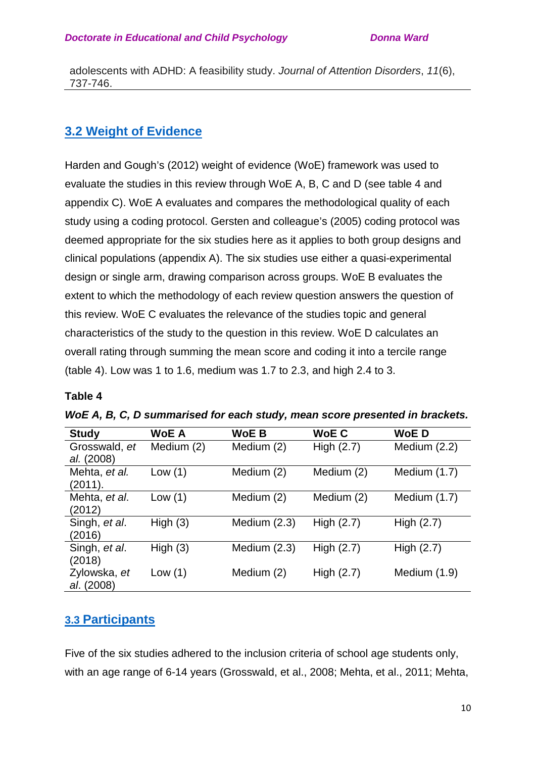adolescents with ADHD: A feasibility study. *Journal of Attention Disorders*, *11*(6), 737-746.

## 3.2 Weight of Evidence

Harden and Gough's (2012) weight of evidence (WoE) framework was used to evaluate the studies in this review through WoE A, B, C and D (see table 4 and appendix C). WoE A evaluates and compares the methodological quality of each study using a coding protocol. Gersten and colleague's (2005) coding protocol was deemed appropriate for the six studies here as it applies to both group designs and clinical populations (appendix A). The six studies use either a quasi-experimental design or single arm, drawing comparison across groups. WoE B evaluates the extent to which the methodology of each review question answers the question of this review. WoE C evaluates the relevance of the studies topic and general characteristics of the study to the question in this review. WoE D calculates an overall rating through summing the mean score and coding it into a tercile range (table 4). Low was 1 to 1.6, medium was 1.7 to 2.3, and high 2.4 to 3.

**Table 4**

***WoE A, B, C, D summarised for each study, mean score presented in brackets.***

| Study | WoE A | WoE B | WoE C | WoE D |
|---|---|---|---|---|
| Grosswald, *et al.* (2008) | Medium (2) | Medium (2) | High (2.7) | Medium (2.2) |
| Mehta, *et al.* (2011). | Low (1) | Medium (2) | Medium (2) | Medium (1.7) |
| Mehta, *et al*. (2012) | Low (1) | Medium (2) | Medium (2) | Medium (1.7) |
| Singh, *et al*. (2016) | High (3) | Medium (2.3) | High (2.7) | High (2.7) |
| Singh, *et al*. (2018) | High (3) | Medium (2.3) | High (2.7) | High (2.7) |
| Zylowska, *et al*. (2008) | Low (1) | Medium (2) | High (2.7) | Medium (1.9) |

## 3.3 Participants

Five of the six studies adhered to the inclusion criteria of school age students only, with an age range of 6-14 years (Grosswald, et al., 2008; Mehta, et al., 2011; Mehta,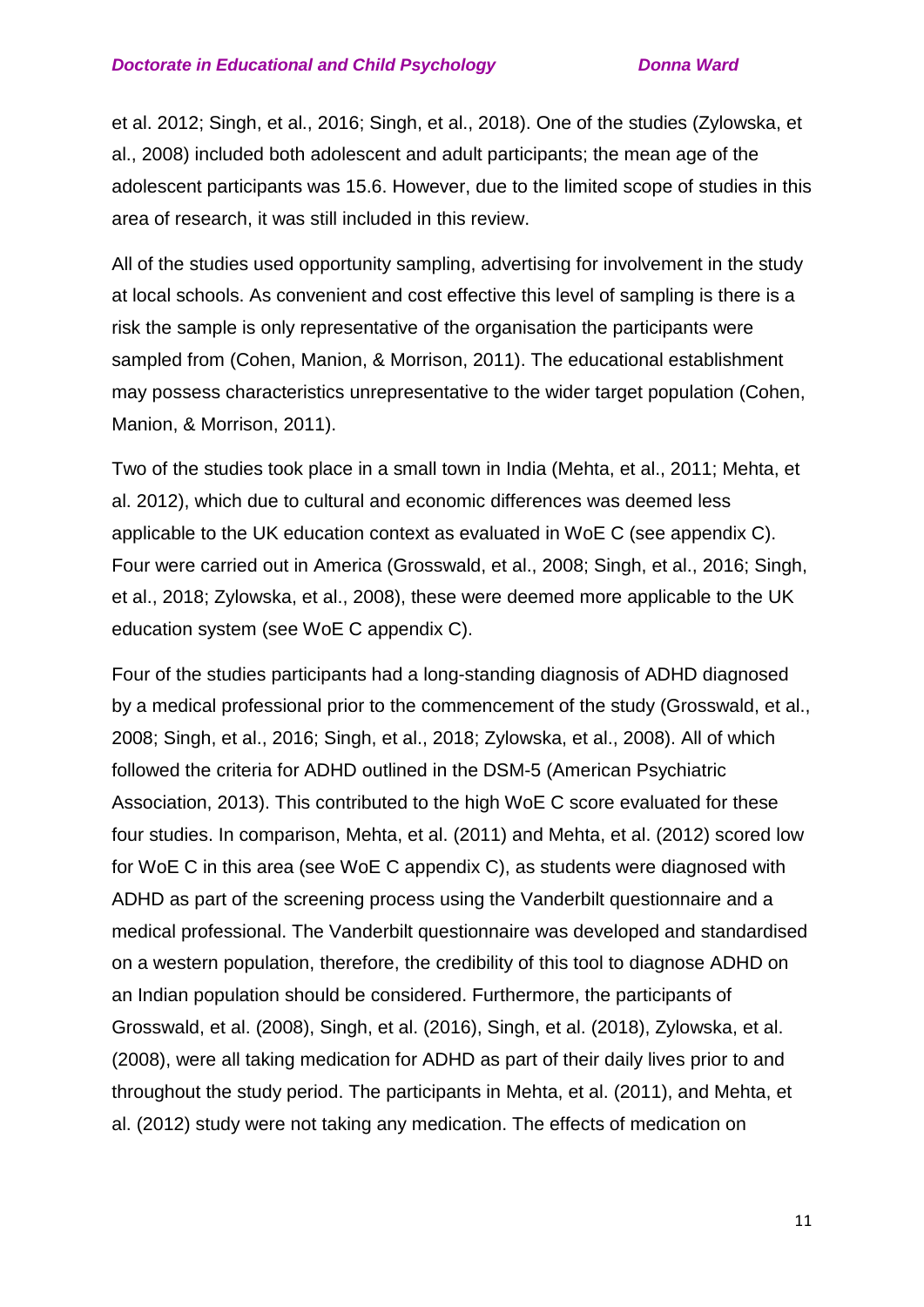et al. 2012; Singh, et al., 2016; Singh, et al., 2018). One of the studies (Zylowska, et al., 2008) included both adolescent and adult participants; the mean age of the adolescent participants was 15.6. However, due to the limited scope of studies in this area of research, it was still included in this review.

All of the studies used opportunity sampling, advertising for involvement in the study at local schools. As convenient and cost effective this level of sampling is there is a risk the sample is only representative of the organisation the participants were sampled from (Cohen, Manion, & Morrison, 2011). The educational establishment may possess characteristics unrepresentative to the wider target population (Cohen, Manion, & Morrison, 2011).

Two of the studies took place in a small town in India (Mehta, et al., 2011; Mehta, et al. 2012), which due to cultural and economic differences was deemed less applicable to the UK education context as evaluated in WoE C (see appendix C). Four were carried out in America (Grosswald, et al., 2008; Singh, et al., 2016; Singh, et al., 2018; Zylowska, et al., 2008), these were deemed more applicable to the UK education system (see WoE C appendix C).

Four of the studies participants had a long-standing diagnosis of ADHD diagnosed by a medical professional prior to the commencement of the study (Grosswald, et al., 2008; Singh, et al., 2016; Singh, et al., 2018; Zylowska, et al., 2008). All of which followed the criteria for ADHD outlined in the DSM-5 (American Psychiatric Association, 2013). This contributed to the high WoE C score evaluated for these four studies. In comparison, Mehta, et al. (2011) and Mehta, et al. (2012) scored low for WoE C in this area (see WoE C appendix C), as students were diagnosed with ADHD as part of the screening process using the Vanderbilt questionnaire and a medical professional. The Vanderbilt questionnaire was developed and standardised on a western population, therefore, the credibility of this tool to diagnose ADHD on an Indian population should be considered. Furthermore, the participants of Grosswald, et al. (2008), Singh, et al. (2016), Singh, et al. (2018), Zylowska, et al. (2008), were all taking medication for ADHD as part of their daily lives prior to and throughout the study period. The participants in Mehta, et al. (2011), and Mehta, et al. (2012) study were not taking any medication. The effects of medication on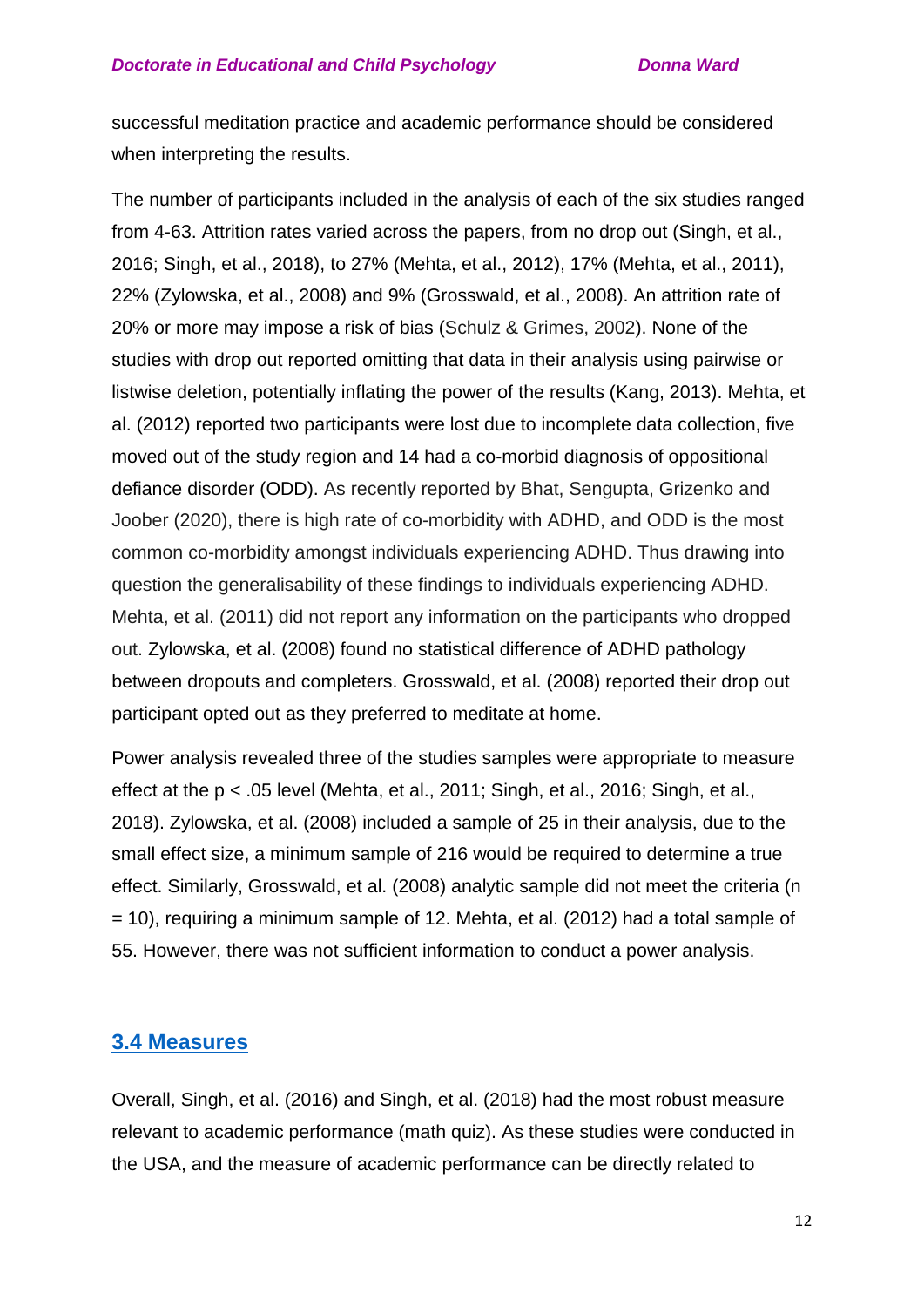successful meditation practice and academic performance should be considered when interpreting the results.

The number of participants included in the analysis of each of the six studies ranged from 4-63. Attrition rates varied across the papers, from no drop out (Singh, et al., 2016; Singh, et al., 2018), to 27% (Mehta, et al., 2012), 17% (Mehta, et al., 2011), 22% (Zylowska, et al., 2008) and 9% (Grosswald, et al., 2008). An attrition rate of 20% or more may impose a risk of bias (Schulz & Grimes, 2002). None of the studies with drop out reported omitting that data in their analysis using pairwise or listwise deletion, potentially inflating the power of the results (Kang, 2013). Mehta, et al. (2012) reported two participants were lost due to incomplete data collection, five moved out of the study region and 14 had a co-morbid diagnosis of oppositional defiance disorder (ODD). As recently reported by Bhat, Sengupta, Grizenko and Joober (2020), there is high rate of co-morbidity with ADHD, and ODD is the most common co-morbidity amongst individuals experiencing ADHD. Thus drawing into question the generalisability of these findings to individuals experiencing ADHD. Mehta, et al. (2011) did not report any information on the participants who dropped out. Zylowska, et al. (2008) found no statistical difference of ADHD pathology between dropouts and completers. Grosswald, et al. (2008) reported their drop out participant opted out as they preferred to meditate at home.

Power analysis revealed three of the studies samples were appropriate to measure effect at the $p < .05$ level (Mehta, et al., 2011; Singh, et al., 2016; Singh, et al., 2018). Zylowska, et al. (2008) included a sample of 25 in their analysis, due to the small effect size, a minimum sample of 216 would be required to determine a true effect. Similarly, Grosswald, et al. (2008) analytic sample did not meet the criteria ($n = 10$), requiring a minimum sample of 12. Mehta, et al. (2012) had a total sample of 55. However, there was not sufficient information to conduct a power analysis.

## 3.4 Measures

Overall, Singh, et al. (2016) and Singh, et al. (2018) had the most robust measure relevant to academic performance (math quiz). As these studies were conducted in the USA, and the measure of academic performance can be directly related to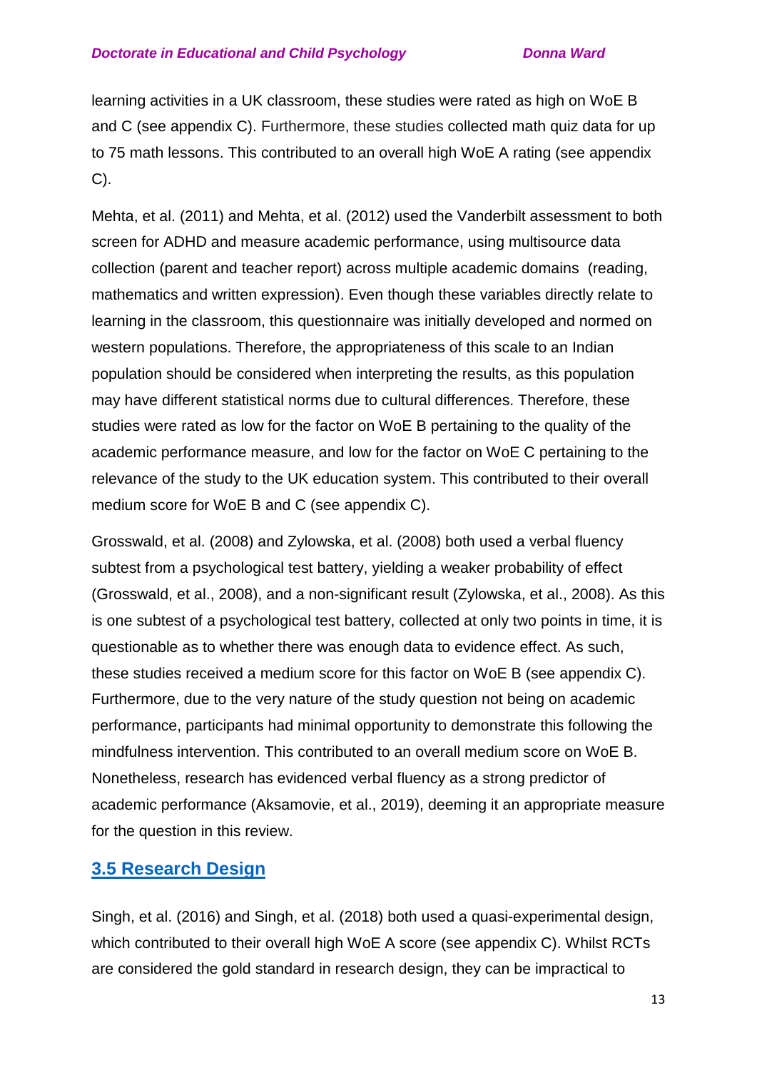learning activities in a UK classroom, these studies were rated as high on WoE B and C (see appendix C). Furthermore, these studies collected math quiz data for up to 75 math lessons. This contributed to an overall high WoE A rating (see appendix C).

Mehta, et al. (2011) and Mehta, et al. (2012) used the Vanderbilt assessment to both screen for ADHD and measure academic performance, using multisource data collection (parent and teacher report) across multiple academic domains (reading, mathematics and written expression). Even though these variables directly relate to learning in the classroom, this questionnaire was initially developed and normed on western populations. Therefore, the appropriateness of this scale to an Indian population should be considered when interpreting the results, as this population may have different statistical norms due to cultural differences. Therefore, these studies were rated as low for the factor on WoE B pertaining to the quality of the academic performance measure, and low for the factor on WoE C pertaining to the relevance of the study to the UK education system. This contributed to their overall medium score for WoE B and C (see appendix C).

Grosswald, et al. (2008) and Zylowska, et al. (2008) both used a verbal fluency subtest from a psychological test battery, yielding a weaker probability of effect (Grosswald, et al., 2008), and a non-significant result (Zylowska, et al., 2008). As this is one subtest of a psychological test battery, collected at only two points in time, it is questionable as to whether there was enough data to evidence effect. As such, these studies received a medium score for this factor on WoE B (see appendix C). Furthermore, due to the very nature of the study question not being on academic performance, participants had minimal opportunity to demonstrate this following the mindfulness intervention. This contributed to an overall medium score on WoE B. Nonetheless, research has evidenced verbal fluency as a strong predictor of academic performance (Aksamovie, et al., 2019), deeming it an appropriate measure for the question in this review.

## 3.5 Research Design

Singh, et al. (2016) and Singh, et al. (2018) both used a quasi-experimental design, which contributed to their overall high WoE A score (see appendix C). Whilst RCTs are considered the gold standard in research design, they can be impractical to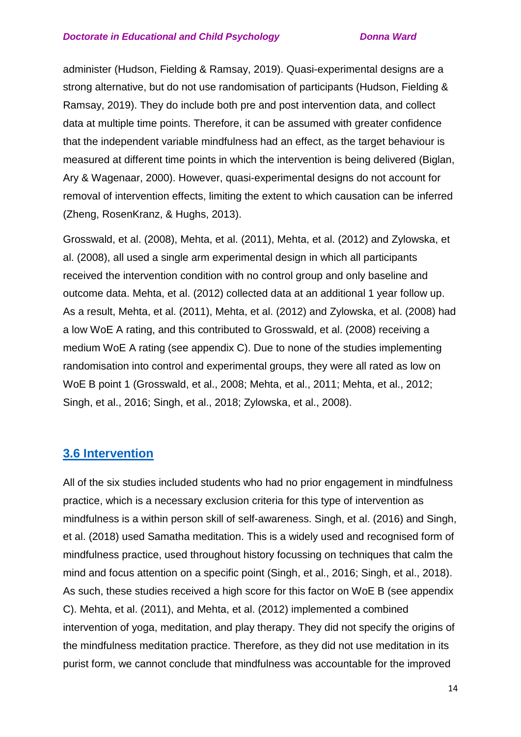administer (Hudson, Fielding & Ramsay, 2019). Quasi-experimental designs are a strong alternative, but do not use randomisation of participants (Hudson, Fielding & Ramsay, 2019). They do include both pre and post intervention data, and collect data at multiple time points. Therefore, it can be assumed with greater confidence that the independent variable mindfulness had an effect, as the target behaviour is measured at different time points in which the intervention is being delivered (Biglan, Ary & Wagenaar, 2000). However, quasi-experimental designs do not account for removal of intervention effects, limiting the extent to which causation can be inferred (Zheng, RosenKranz, & Hughs, 2013).

Grosswald, et al. (2008), Mehta, et al. (2011), Mehta, et al. (2012) and Zylowska, et al. (2008), all used a single arm experimental design in which all participants received the intervention condition with no control group and only baseline and outcome data. Mehta, et al. (2012) collected data at an additional 1 year follow up. As a result, Mehta, et al. (2011), Mehta, et al. (2012) and Zylowska, et al. (2008) had a low WoE A rating, and this contributed to Grosswald, et al. (2008) receiving a medium WoE A rating (see appendix C). Due to none of the studies implementing randomisation into control and experimental groups, they were all rated as low on WoE B point 1 (Grosswald, et al., 2008; Mehta, et al., 2011; Mehta, et al., 2012; Singh, et al., 2016; Singh, et al., 2018; Zylowska, et al., 2008).

## 3.6 Intervention

All of the six studies included students who had no prior engagement in mindfulness practice, which is a necessary exclusion criteria for this type of intervention as mindfulness is a within person skill of self-awareness. Singh, et al. (2016) and Singh, et al. (2018) used Samatha meditation. This is a widely used and recognised form of mindfulness practice, used throughout history focussing on techniques that calm the mind and focus attention on a specific point (Singh, et al., 2016; Singh, et al., 2018). As such, these studies received a high score for this factor on WoE B (see appendix C). Mehta, et al. (2011), and Mehta, et al. (2012) implemented a combined intervention of yoga, meditation, and play therapy. They did not specify the origins of the mindfulness meditation practice. Therefore, as they did not use meditation in its purist form, we cannot conclude that mindfulness was accountable for the improved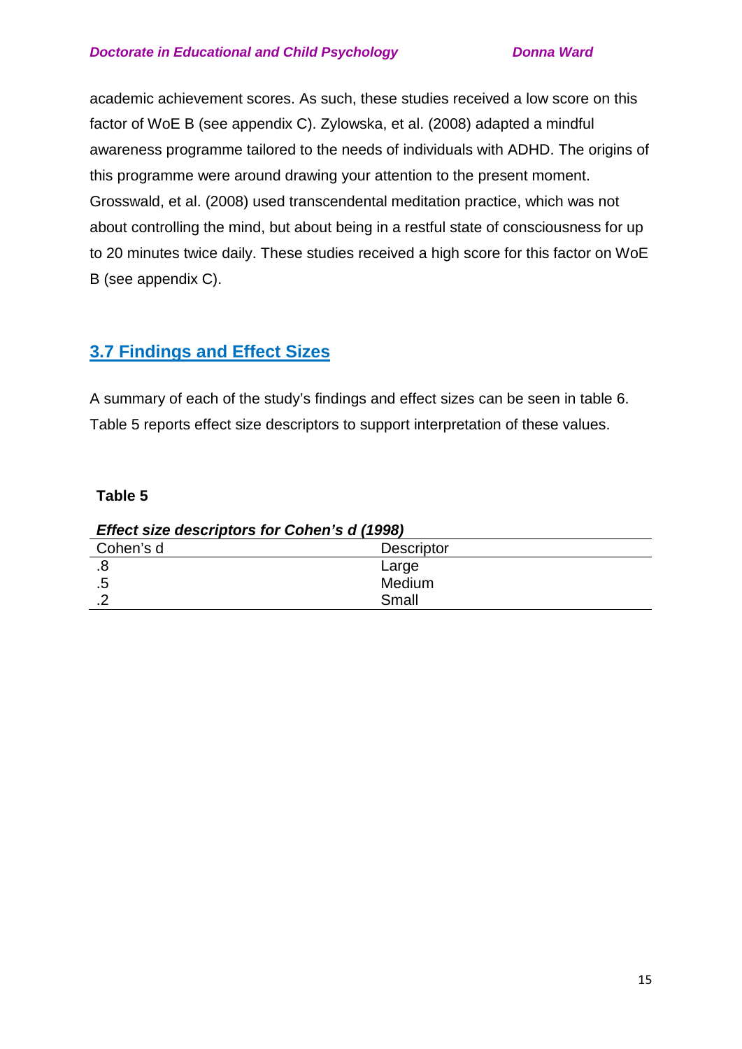academic achievement scores. As such, these studies received a low score on this factor of WoE B (see appendix C). Zylowska, et al. (2008) adapted a mindful awareness programme tailored to the needs of individuals with ADHD. The origins of this programme were around drawing your attention to the present moment. Grosswald, et al. (2008) used transcendental meditation practice, which was not about controlling the mind, but about being in a restful state of consciousness for up to 20 minutes twice daily. These studies received a high score for this factor on WoE B (see appendix C).

## 3.7 Findings and Effect Sizes

A summary of each of the study's findings and effect sizes can be seen in table 6. Table 5 reports effect size descriptors to support interpretation of these values.

**Table 5**

***Effect size descriptors for Cohen's d (1998)***

| Cohen's d | Descriptor |
|---|---|
| .8 | Large |
| .5 | Medium |
| .2 | Small |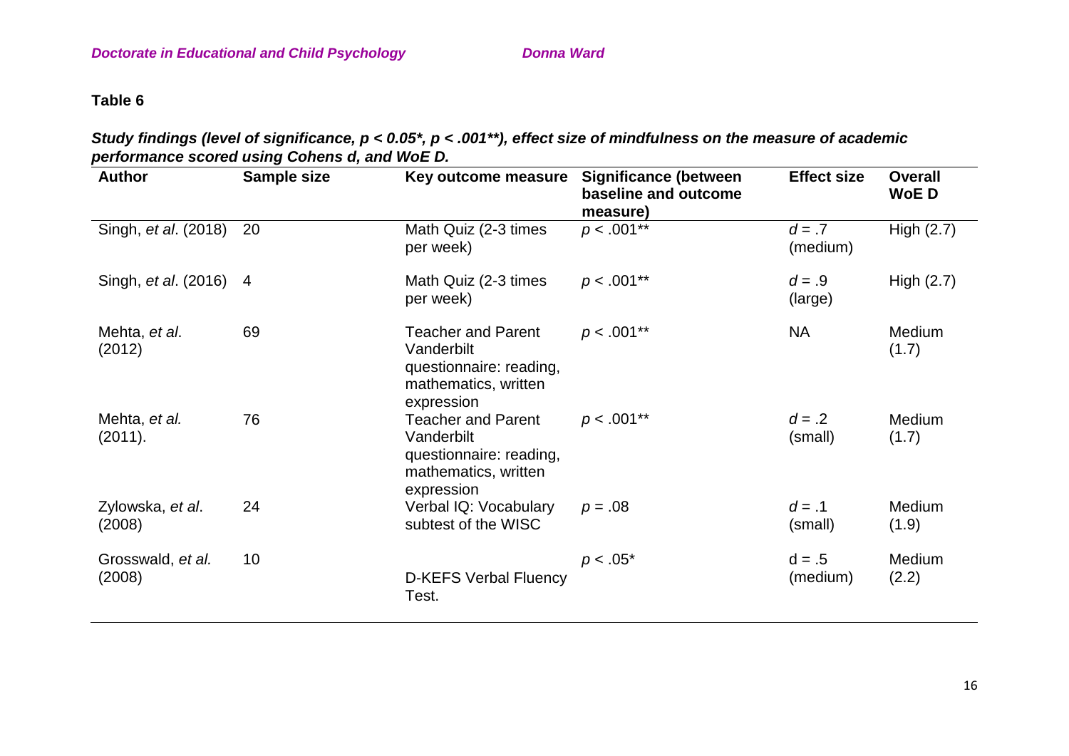**Table 6**

***Study findings (level of significance, p < 0.05\*, p < .001\*\*), effect size of mindfulness on the measure of academic performance scored using Cohens d, and WoE D.***

| Author | Sample size | Key outcome measure | Significance (between baseline and outcome measure) | Effect size | Overall WoE D |
|---|---|---|---|---|---|
| Singh, *et al*. (2018) | 20 | Math Quiz (2-3 times per week) | $p < .001$** | $d = .7$ (medium) | High (2.7) |
| Singh, *et al*. (2016) | 4 | Math Quiz (2-3 times per week) | $p < .001$** | $d = .9$ (large) | High (2.7) |
| Mehta, *et al*. (2012) | 69 | Teacher and Parent Vanderbilt questionnaire: reading, mathematics, written expression | $p < .001$** | NA | Medium (1.7) |
| Mehta, *et al.* (2011). | 76 | Teacher and Parent Vanderbilt questionnaire: reading, mathematics, written expression | $p < .001$** | $d = .2$ (small) | Medium (1.7) |
| Zylowska, *et al*. (2008) | 24 | Verbal IQ: Vocabulary subtest of the WISC | $p = .08$ | $d = .1$ (small) | Medium (1.9) |
| Grosswald, *et al.* (2008) | 10 | D-KEFS Verbal Fluency Test. | $p < .05$* | $d = .5$ (medium) | Medium (2.2) |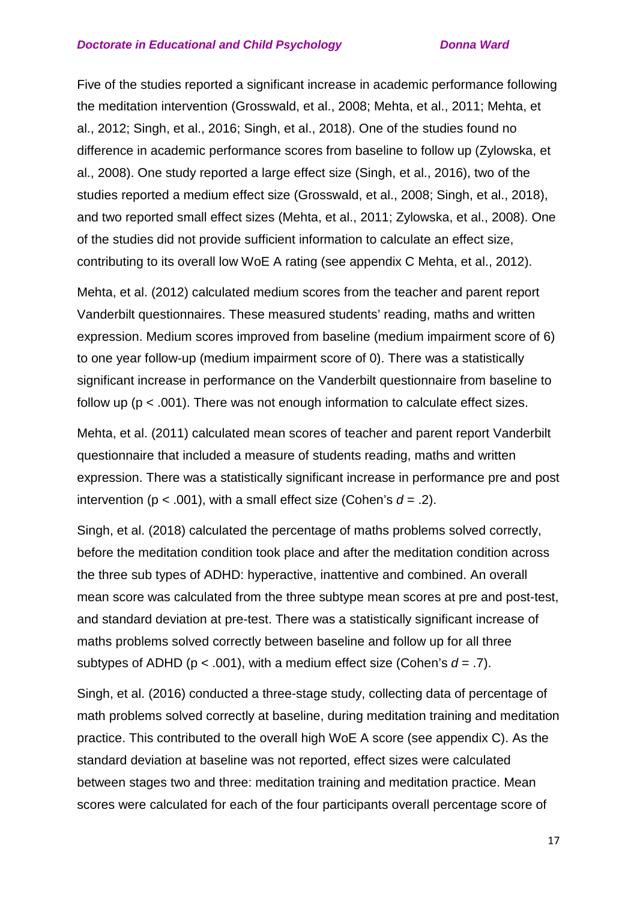Five of the studies reported a significant increase in academic performance following the meditation intervention (Grosswald, et al., 2008; Mehta, et al., 2011; Mehta, et al., 2012; Singh, et al., 2016; Singh, et al., 2018). One of the studies found no difference in academic performance scores from baseline to follow up (Zylowska, et al., 2008). One study reported a large effect size (Singh, et al., 2016), two of the studies reported a medium effect size (Grosswald, et al., 2008; Singh, et al., 2018), and two reported small effect sizes (Mehta, et al., 2011; Zylowska, et al., 2008). One of the studies did not provide sufficient information to calculate an effect size, contributing to its overall low WoE A rating (see appendix C Mehta, et al., 2012).

Mehta, et al. (2012) calculated medium scores from the teacher and parent report Vanderbilt questionnaires. These measured students' reading, maths and written expression. Medium scores improved from baseline (medium impairment score of 6) to one year follow-up (medium impairment score of 0). There was a statistically significant increase in performance on the Vanderbilt questionnaire from baseline to follow up ($p < .001$). There was not enough information to calculate effect sizes.

Mehta, et al. (2011) calculated mean scores of teacher and parent report Vanderbilt questionnaire that included a measure of students reading, maths and written expression. There was a statistically significant increase in performance pre and post intervention ($p < .001$), with a small effect size (Cohen's $d = .2$).

Singh, et al. (2018) calculated the percentage of maths problems solved correctly, before the meditation condition took place and after the meditation condition across the three sub types of ADHD: hyperactive, inattentive and combined. An overall mean score was calculated from the three subtype mean scores at pre and post-test, and standard deviation at pre-test. There was a statistically significant increase of maths problems solved correctly between baseline and follow up for all three subtypes of ADHD ($p < .001$), with a medium effect size (Cohen's $d = .7$).

Singh, et al. (2016) conducted a three-stage study, collecting data of percentage of math problems solved correctly at baseline, during meditation training and meditation practice. This contributed to the overall high WoE A score (see appendix C). As the standard deviation at baseline was not reported, effect sizes were calculated between stages two and three: meditation training and meditation practice. Mean scores were calculated for each of the four participants overall percentage score of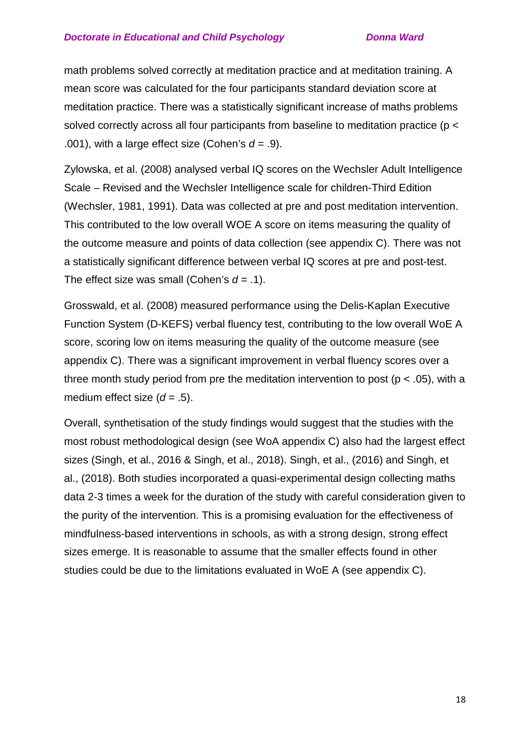math problems solved correctly at meditation practice and at meditation training. A mean score was calculated for the four participants standard deviation score at meditation practice. There was a statistically significant increase of maths problems solved correctly across all four participants from baseline to meditation practice ($p < .001$), with a large effect size (Cohen's $d = .9$).

Zylowska, et al. (2008) analysed verbal IQ scores on the Wechsler Adult Intelligence Scale – Revised and the Wechsler Intelligence scale for children-Third Edition (Wechsler, 1981, 1991). Data was collected at pre and post meditation intervention. This contributed to the low overall WOE A score on items measuring the quality of the outcome measure and points of data collection (see appendix C). There was not a statistically significant difference between verbal IQ scores at pre and post-test. The effect size was small (Cohen's $d = .1$).

Grosswald, et al. (2008) measured performance using the Delis-Kaplan Executive Function System (D-KEFS) verbal fluency test, contributing to the low overall WoE A score, scoring low on items measuring the quality of the outcome measure (see appendix C). There was a significant improvement in verbal fluency scores over a three month study period from pre the meditation intervention to post ($p < .05$), with a medium effect size ($d = .5$).

Overall, synthetisation of the study findings would suggest that the studies with the most robust methodological design (see WoA appendix C) also had the largest effect sizes (Singh, et al., 2016 & Singh, et al., 2018). Singh, et al., (2016) and Singh, et al., (2018). Both studies incorporated a quasi-experimental design collecting maths data 2-3 times a week for the duration of the study with careful consideration given to the purity of the intervention. This is a promising evaluation for the effectiveness of mindfulness-based interventions in schools, as with a strong design, strong effect sizes emerge. It is reasonable to assume that the smaller effects found in other studies could be due to the limitations evaluated in WoE A (see appendix C).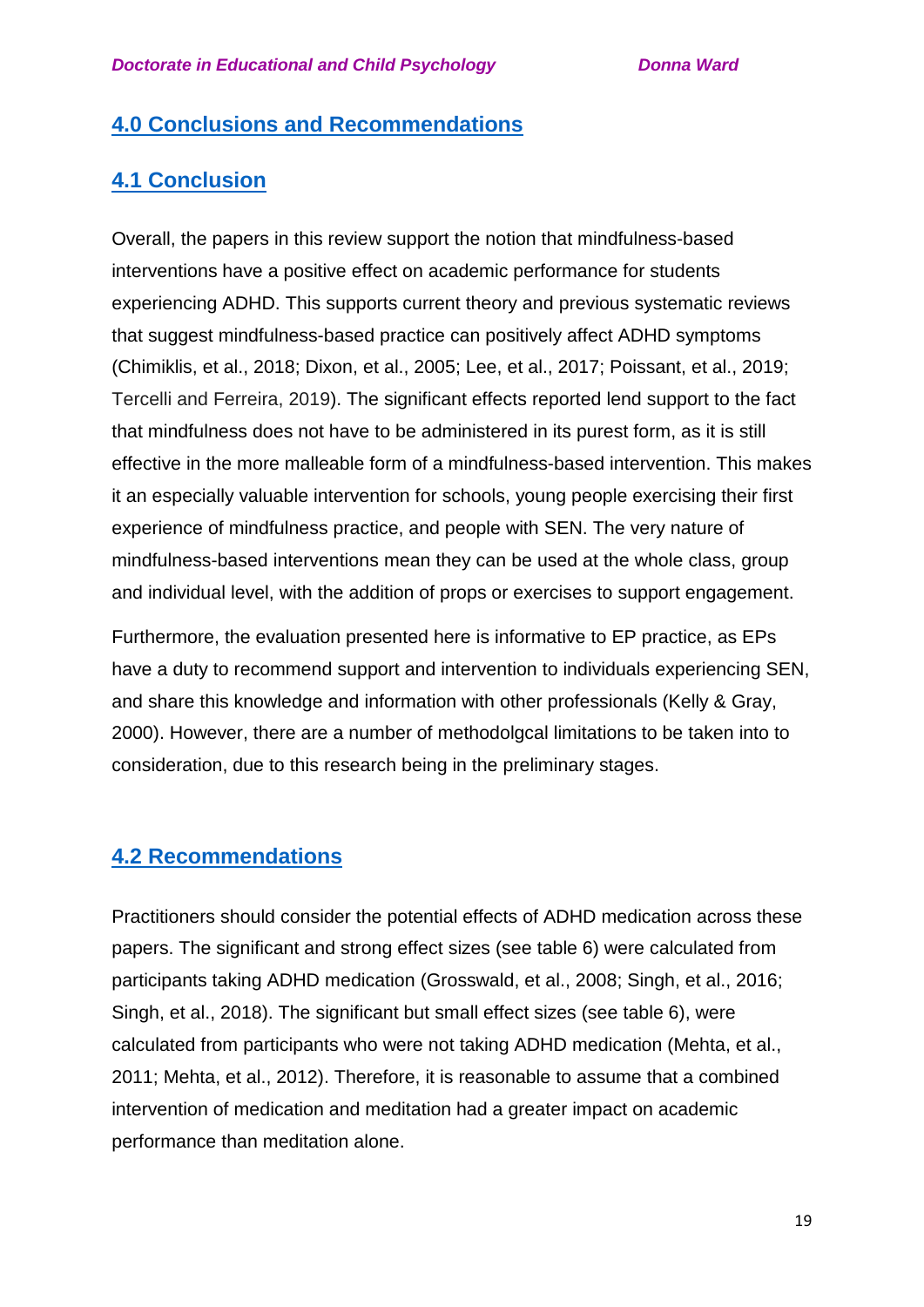## 4.0 Conclusions and Recommendations

### 4.1 Conclusion

Overall, the papers in this review support the notion that mindfulness-based interventions have a positive effect on academic performance for students experiencing ADHD. This supports current theory and previous systematic reviews that suggest mindfulness-based practice can positively affect ADHD symptoms (Chimiklis, et al., 2018; Dixon, et al., 2005; Lee, et al., 2017; Poissant, et al., 2019; Tercelli and Ferreira, 2019). The significant effects reported lend support to the fact that mindfulness does not have to be administered in its purest form, as it is still effective in the more malleable form of a mindfulness-based intervention. This makes it an especially valuable intervention for schools, young people exercising their first experience of mindfulness practice, and people with SEN. The very nature of mindfulness-based interventions mean they can be used at the whole class, group and individual level, with the addition of props or exercises to support engagement.

Furthermore, the evaluation presented here is informative to EP practice, as EPs have a duty to recommend support and intervention to individuals experiencing SEN, and share this knowledge and information with other professionals (Kelly & Gray, 2000). However, there are a number of methodolgcal limitations to be taken into to consideration, due to this research being in the preliminary stages.

### 4.2 Recommendations

Practitioners should consider the potential effects of ADHD medication across these papers. The significant and strong effect sizes (see table 6) were calculated from participants taking ADHD medication (Grosswald, et al., 2008; Singh, et al., 2016; Singh, et al., 2018). The significant but small effect sizes (see table 6), were calculated from participants who were not taking ADHD medication (Mehta, et al., 2011; Mehta, et al., 2012). Therefore, it is reasonable to assume that a combined intervention of medication and meditation had a greater impact on academic performance than meditation alone.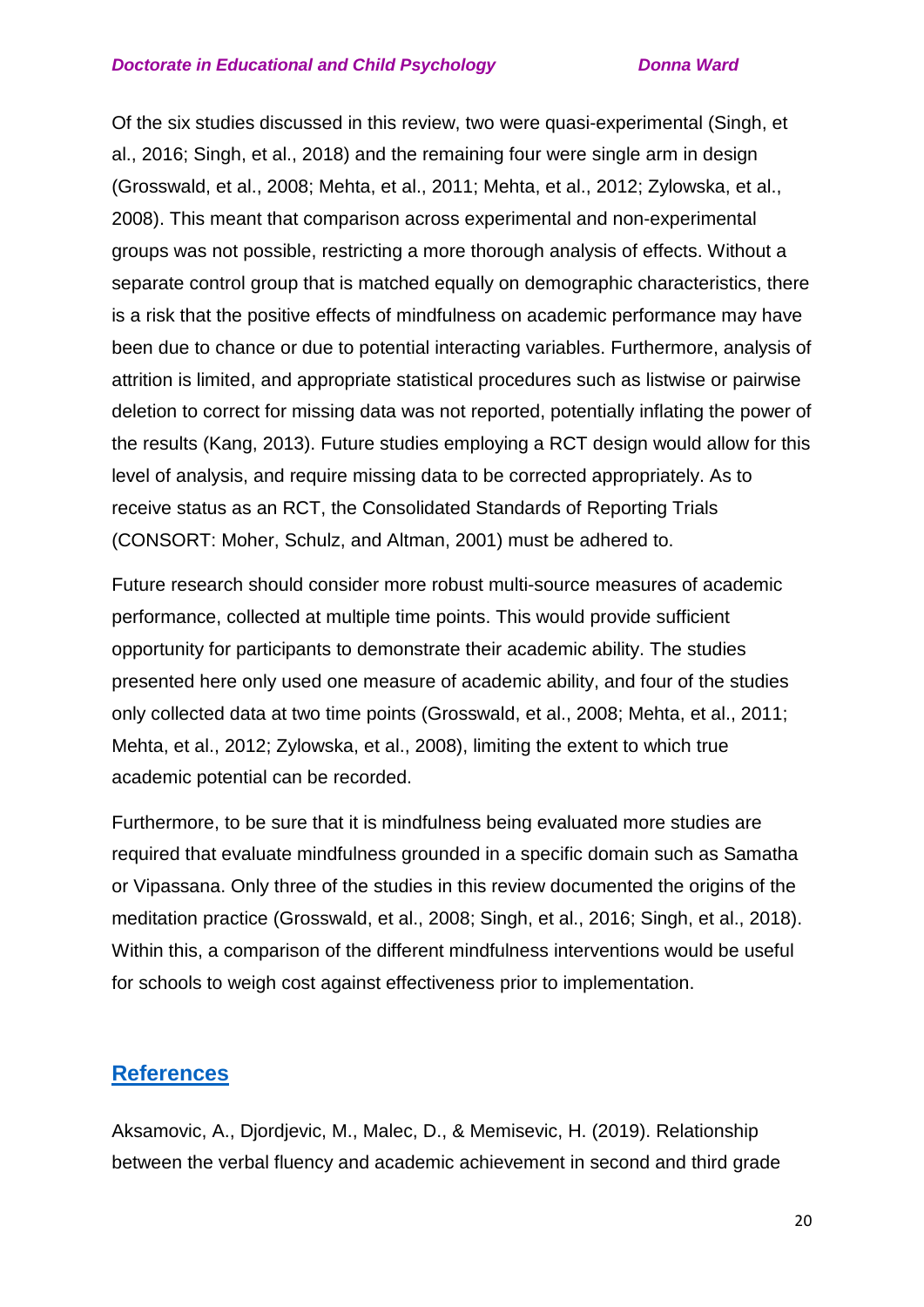Of the six studies discussed in this review, two were quasi-experimental (Singh, et al., 2016; Singh, et al., 2018) and the remaining four were single arm in design (Grosswald, et al., 2008; Mehta, et al., 2011; Mehta, et al., 2012; Zylowska, et al., 2008). This meant that comparison across experimental and non-experimental groups was not possible, restricting a more thorough analysis of effects. Without a separate control group that is matched equally on demographic characteristics, there is a risk that the positive effects of mindfulness on academic performance may have been due to chance or due to potential interacting variables. Furthermore, analysis of attrition is limited, and appropriate statistical procedures such as listwise or pairwise deletion to correct for missing data was not reported, potentially inflating the power of the results (Kang, 2013). Future studies employing a RCT design would allow for this level of analysis, and require missing data to be corrected appropriately. As to receive status as an RCT, the Consolidated Standards of Reporting Trials (CONSORT: Moher, Schulz, and Altman, 2001) must be adhered to.

Future research should consider more robust multi-source measures of academic performance, collected at multiple time points. This would provide sufficient opportunity for participants to demonstrate their academic ability. The studies presented here only used one measure of academic ability, and four of the studies only collected data at two time points (Grosswald, et al., 2008; Mehta, et al., 2011; Mehta, et al., 2012; Zylowska, et al., 2008), limiting the extent to which true academic potential can be recorded.

Furthermore, to be sure that it is mindfulness being evaluated more studies are required that evaluate mindfulness grounded in a specific domain such as Samatha or Vipassana. Only three of the studies in this review documented the origins of the meditation practice (Grosswald, et al., 2008; Singh, et al., 2016; Singh, et al., 2018). Within this, a comparison of the different mindfulness interventions would be useful for schools to weigh cost against effectiveness prior to implementation.

## References

Aksamovic, A., Djordjevic, M., Malec, D., & Memisevic, H. (2019). Relationship between the verbal fluency and academic achievement in second and third grade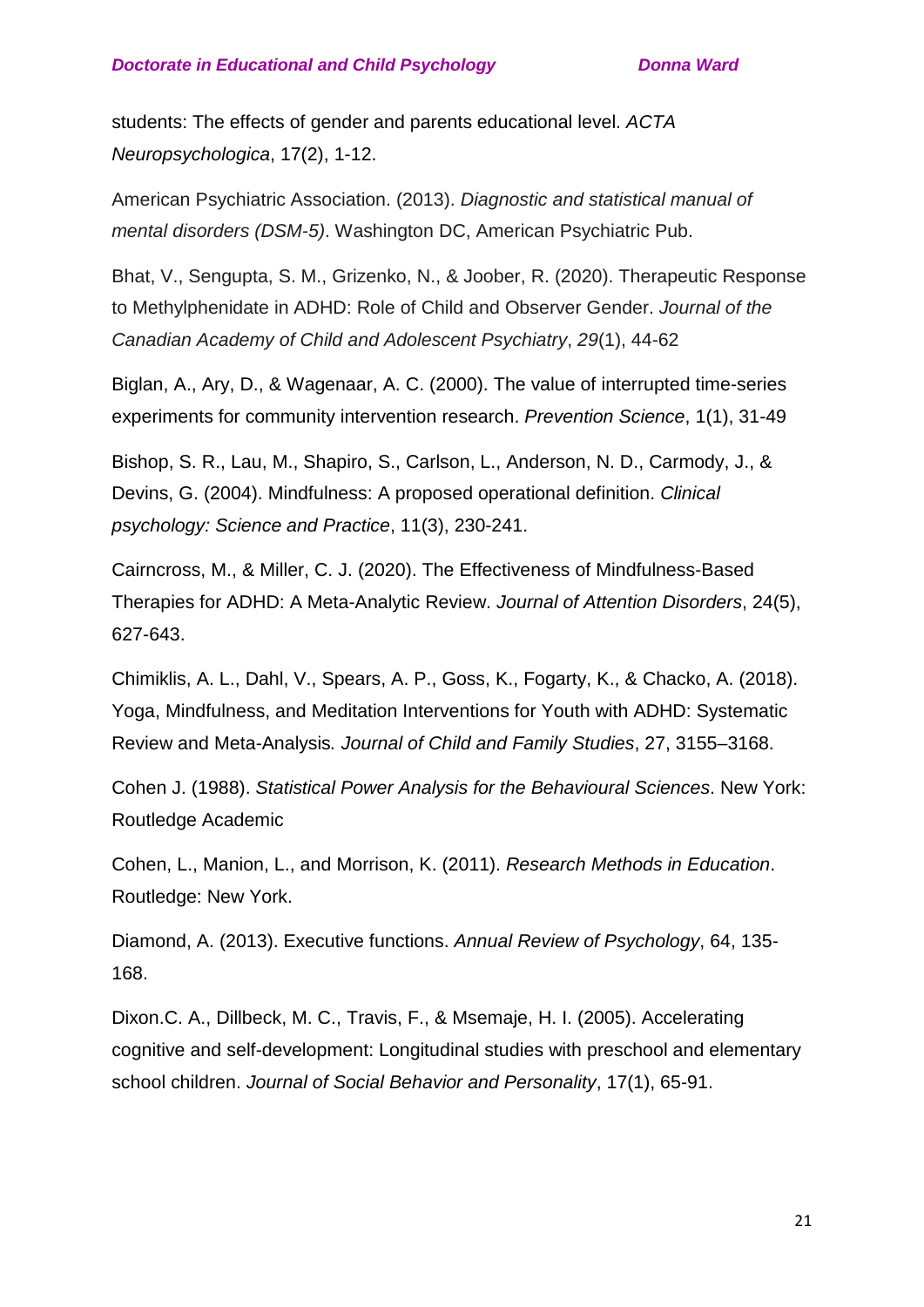students: The effects of gender and parents educational level. *ACTA Neuropsychologica*, 17(2), 1-12.

American Psychiatric Association. (2013). *Diagnostic and statistical manual of mental disorders (DSM-5)*. Washington DC, American Psychiatric Pub.

Bhat, V., Sengupta, S. M., Grizenko, N., & Joober, R. (2020). Therapeutic Response to Methylphenidate in ADHD: Role of Child and Observer Gender. *Journal of the Canadian Academy of Child and Adolescent Psychiatry*, *29*(1), 44-62

Biglan, A., Ary, D., & Wagenaar, A. C. (2000). The value of interrupted time-series experiments for community intervention research. *Prevention Science*, 1(1), 31-49

Bishop, S. R., Lau, M., Shapiro, S., Carlson, L., Anderson, N. D., Carmody, J., & Devins, G. (2004). Mindfulness: A proposed operational definition. *Clinical psychology: Science and Practice*, 11(3), 230-241.

Cairncross, M., & Miller, C. J. (2020). The Effectiveness of Mindfulness-Based Therapies for ADHD: A Meta-Analytic Review. *Journal of Attention Disorders*, 24(5), 627-643.

Chimiklis, A. L., Dahl, V., Spears, A. P., Goss, K., Fogarty, K., & Chacko, A. (2018). Yoga, Mindfulness, and Meditation Interventions for Youth with ADHD: Systematic Review and Meta-Analysis*. Journal of Child and Family Studies*, 27, 3155–3168.

Cohen J. (1988). *Statistical Power Analysis for the Behavioural Sciences*. New York: Routledge Academic

Cohen, L., Manion, L., and Morrison, K. (2011). *Research Methods in Education*. Routledge: New York.

Diamond, A. (2013). Executive functions. *Annual Review of Psychology*, 64, 135-168.

Dixon.C. A., Dillbeck, M. C., Travis, F., & Msemaje, H. I. (2005). Accelerating cognitive and self-development: Longitudinal studies with preschool and elementary school children. *Journal of Social Behavior and Personality*, 17(1), 65-91.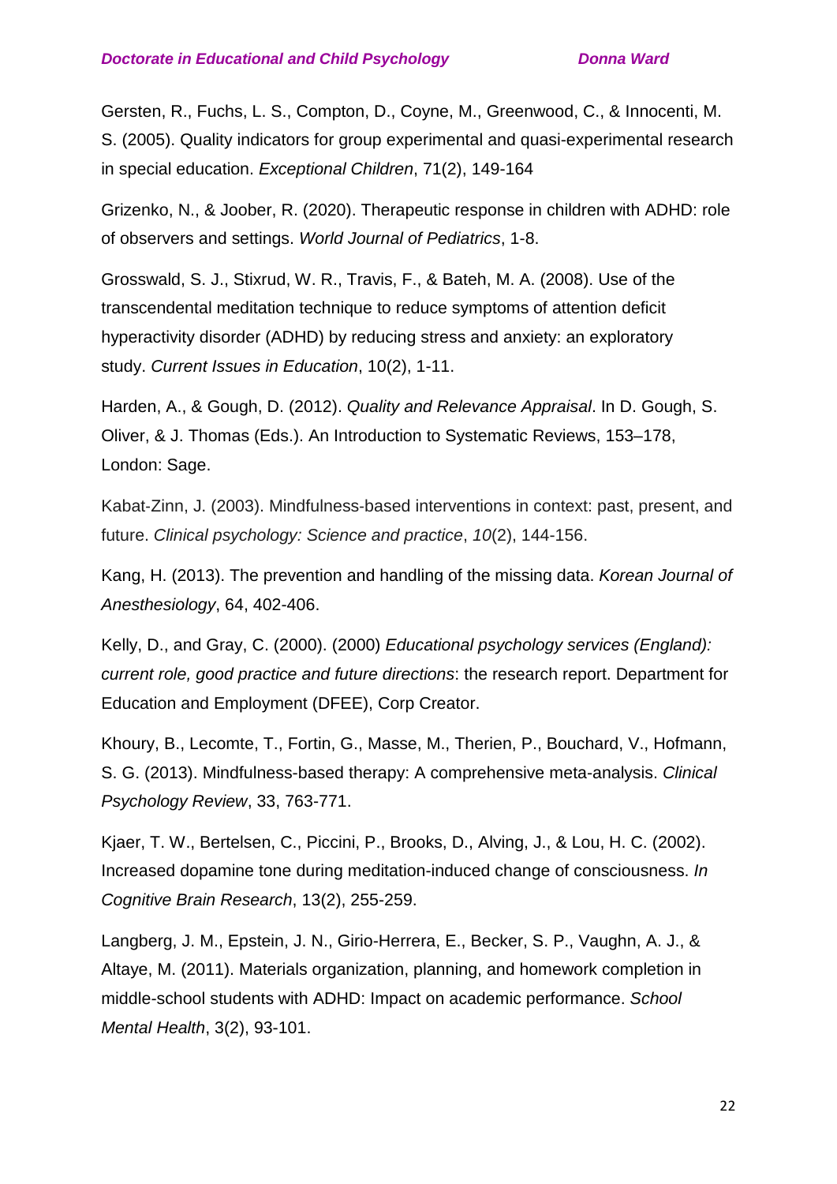Gersten, R., Fuchs, L. S., Compton, D., Coyne, M., Greenwood, C., & Innocenti, M. S. (2005). Quality indicators for group experimental and quasi-experimental research in special education. *Exceptional Children*, 71(2), 149-164

Grizenko, N., & Joober, R. (2020). Therapeutic response in children with ADHD: role of observers and settings. *World Journal of Pediatrics*, 1-8.

Grosswald, S. J., Stixrud, W. R., Travis, F., & Bateh, M. A. (2008). Use of the transcendental meditation technique to reduce symptoms of attention deficit hyperactivity disorder (ADHD) by reducing stress and anxiety: an exploratory study. *Current Issues in Education*, 10(2), 1-11.

Harden, A., & Gough, D. (2012). *Quality and Relevance Appraisal*. In D. Gough, S. Oliver, & J. Thomas (Eds.). An Introduction to Systematic Reviews, 153–178, London: Sage.

Kabat-Zinn, J. (2003). Mindfulness-based interventions in context: past, present, and future. *Clinical psychology: Science and practice*, *10*(2), 144-156.

Kang, H. (2013). The prevention and handling of the missing data. *Korean Journal of Anesthesiology*, 64, 402-406.

Kelly, D., and Gray, C. (2000). (2000) *Educational psychology services (England): current role, good practice and future directions*: the research report. Department for Education and Employment (DFEE), Corp Creator.

Khoury, B., Lecomte, T., Fortin, G., Masse, M., Therien, P., Bouchard, V., Hofmann, S. G. (2013). Mindfulness-based therapy: A comprehensive meta-analysis. *Clinical Psychology Review*, 33, 763-771.

Kjaer, T. W., Bertelsen, C., Piccini, P., Brooks, D., Alving, J., & Lou, H. C. (2002). Increased dopamine tone during meditation-induced change of consciousness. *In Cognitive Brain Research*, 13(2), 255-259.

Langberg, J. M., Epstein, J. N., Girio-Herrera, E., Becker, S. P., Vaughn, A. J., & Altaye, M. (2011). Materials organization, planning, and homework completion in middle-school students with ADHD: Impact on academic performance. *School Mental Health*, 3(2), 93-101.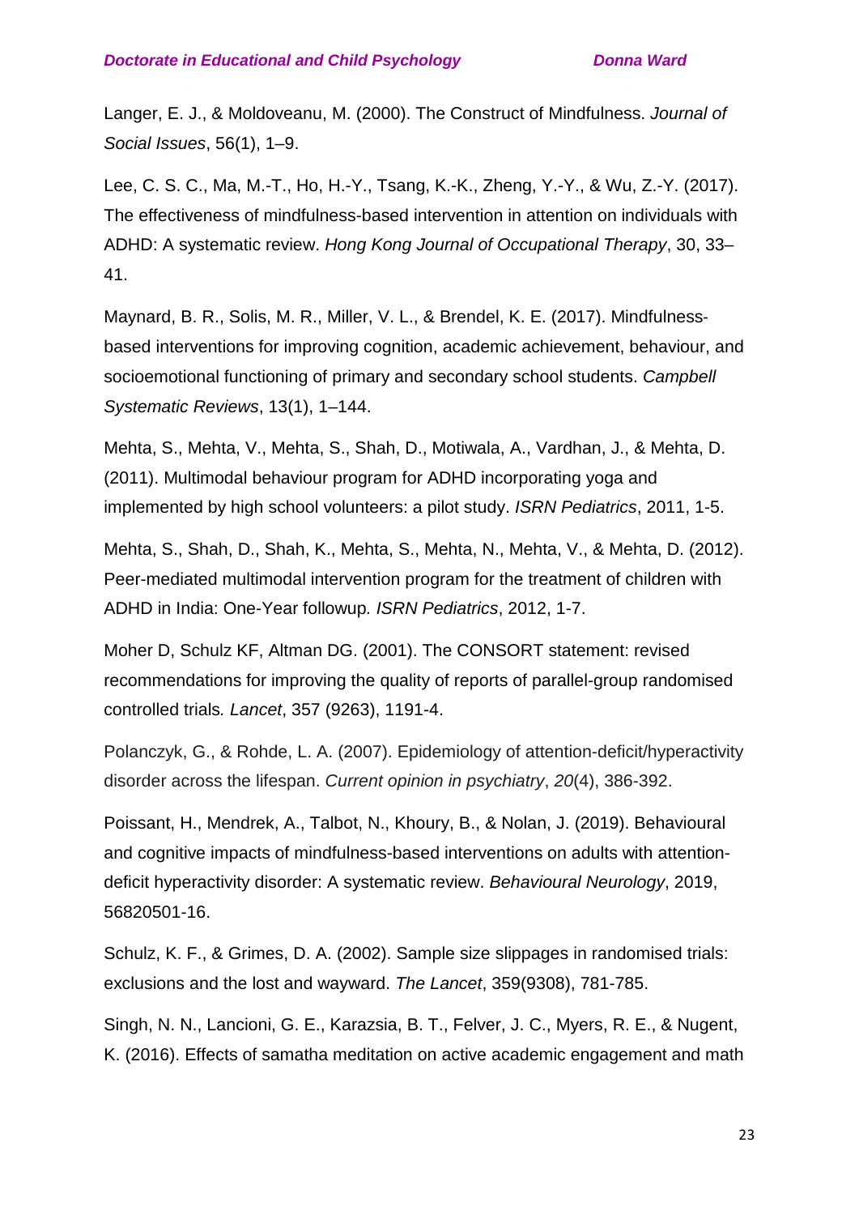Langer, E. J., & Moldoveanu, M. (2000). The Construct of Mindfulness. *Journal of Social Issues*, 56(1), 1–9.

Lee, C. S. C., Ma, M.-T., Ho, H.-Y., Tsang, K.-K., Zheng, Y.-Y., & Wu, Z.-Y. (2017). The effectiveness of mindfulness-based intervention in attention on individuals with ADHD: A systematic review. *Hong Kong Journal of Occupational Therapy*, 30, 33–41.

Maynard, B. R., Solis, M. R., Miller, V. L., & Brendel, K. E. (2017). Mindfulness-based interventions for improving cognition, academic achievement, behaviour, and socioemotional functioning of primary and secondary school students. *Campbell Systematic Reviews*, 13(1), 1–144.

Mehta, S., Mehta, V., Mehta, S., Shah, D., Motiwala, A., Vardhan, J., & Mehta, D. (2011). Multimodal behaviour program for ADHD incorporating yoga and implemented by high school volunteers: a pilot study. *ISRN Pediatrics*, 2011, 1-5.

Mehta, S., Shah, D., Shah, K., Mehta, S., Mehta, N., Mehta, V., & Mehta, D. (2012). Peer-mediated multimodal intervention program for the treatment of children with ADHD in India: One-Year followup*. ISRN Pediatrics*, 2012, 1-7.

Moher D, Schulz KF, Altman DG. (2001). The CONSORT statement: revised recommendations for improving the quality of reports of parallel-group randomised controlled trials*. Lancet*, 357 (9263), 1191-4.

Polanczyk, G., & Rohde, L. A. (2007). Epidemiology of attention-deficit/hyperactivity disorder across the lifespan. *Current opinion in psychiatry*, *20*(4), 386-392.

Poissant, H., Mendrek, A., Talbot, N., Khoury, B., & Nolan, J. (2019). Behavioural and cognitive impacts of mindfulness-based interventions on adults with attention-deficit hyperactivity disorder: A systematic review. *Behavioural Neurology*, 2019, 56820501-16.

Schulz, K. F., & Grimes, D. A. (2002). Sample size slippages in randomised trials: exclusions and the lost and wayward. *The Lancet*, 359(9308), 781-785.

Singh, N. N., Lancioni, G. E., Karazsia, B. T., Felver, J. C., Myers, R. E., & Nugent, K. (2016). Effects of samatha meditation on active academic engagement and math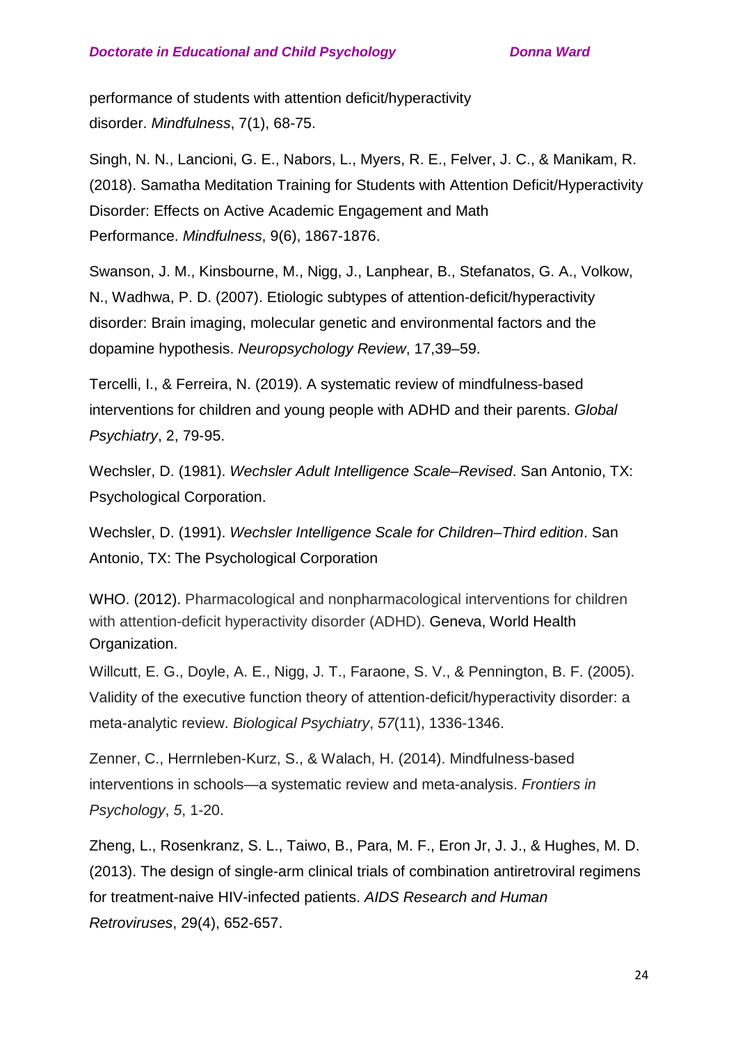performance of students with attention deficit/hyperactivity disorder. *Mindfulness*, 7(1), 68-75.

Singh, N. N., Lancioni, G. E., Nabors, L., Myers, R. E., Felver, J. C., & Manikam, R. (2018). Samatha Meditation Training for Students with Attention Deficit/Hyperactivity Disorder: Effects on Active Academic Engagement and Math Performance. *Mindfulness*, 9(6), 1867-1876.

Swanson, J. M., Kinsbourne, M., Nigg, J., Lanphear, B., Stefanatos, G. A., Volkow, N., Wadhwa, P. D. (2007). Etiologic subtypes of attention-deficit/hyperactivity disorder: Brain imaging, molecular genetic and environmental factors and the dopamine hypothesis. *Neuropsychology Review*, 17,39–59.

Tercelli, I., & Ferreira, N. (2019). A systematic review of mindfulness-based interventions for children and young people with ADHD and their parents. *Global Psychiatry*, 2, 79-95.

Wechsler, D. (1981). *Wechsler Adult Intelligence Scale–Revised*. San Antonio, TX: Psychological Corporation.

Wechsler, D. (1991). *Wechsler Intelligence Scale for Children–Third edition*. San Antonio, TX: The Psychological Corporation

WHO. (2012). Pharmacological and nonpharmacological interventions for children with attention-deficit hyperactivity disorder (ADHD). Geneva, World Health Organization.

Willcutt, E. G., Doyle, A. E., Nigg, J. T., Faraone, S. V., & Pennington, B. F. (2005). Validity of the executive function theory of attention-deficit/hyperactivity disorder: a meta-analytic review. *Biological Psychiatry*, *57*(11), 1336-1346.

Zenner, C., Herrnleben-Kurz, S., & Walach, H. (2014). Mindfulness-based interventions in schools—a systematic review and meta-analysis. *Frontiers in Psychology*, *5*, 1-20.

Zheng, L., Rosenkranz, S. L., Taiwo, B., Para, M. F., Eron Jr, J. J., & Hughes, M. D. (2013). The design of single-arm clinical trials of combination antiretroviral regimens for treatment-naive HIV-infected patients. *AIDS Research and Human Retroviruses*, 29(4), 652-657.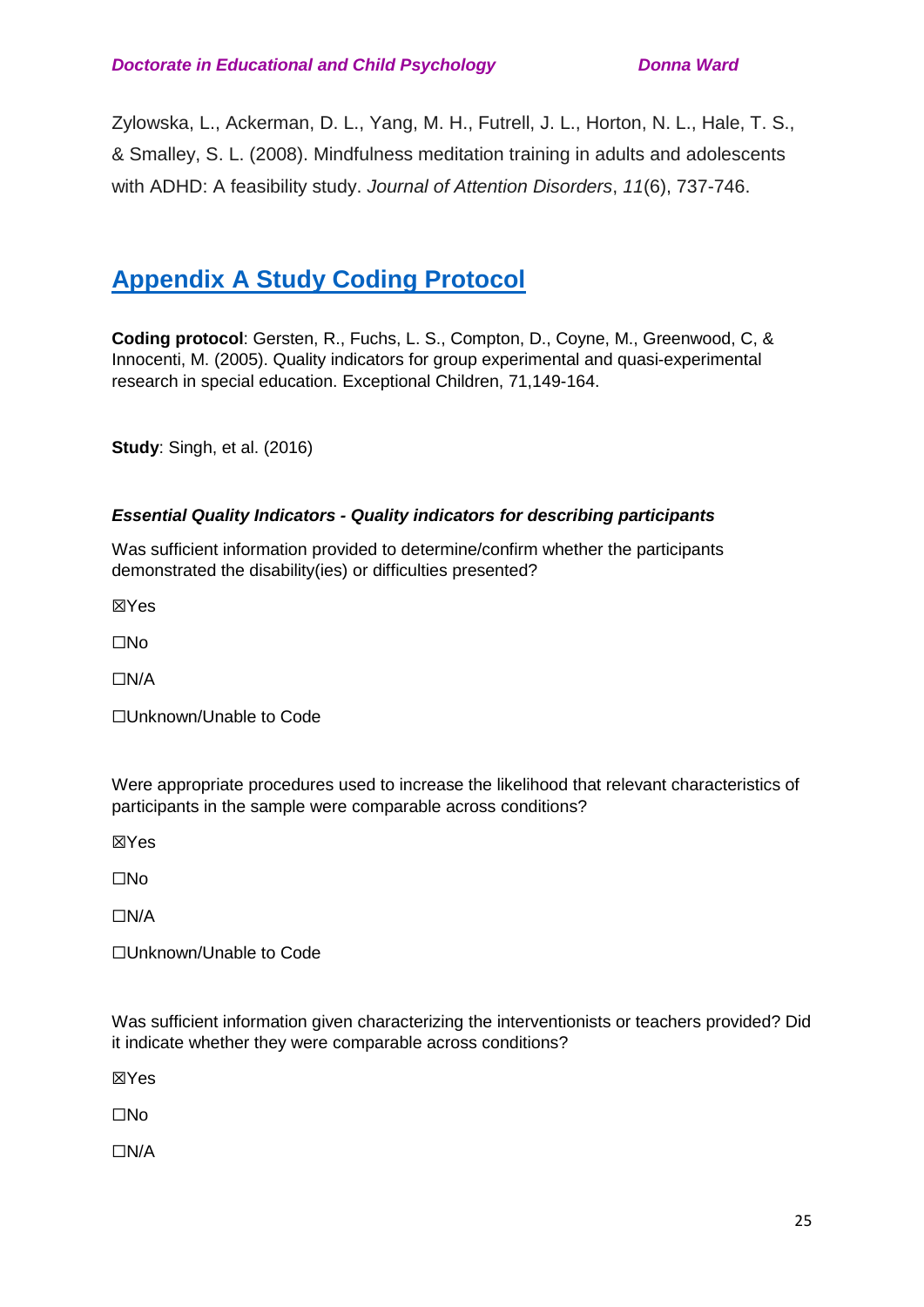Zylowska, L., Ackerman, D. L., Yang, M. H., Futrell, J. L., Horton, N. L., Hale, T. S., & Smalley, S. L. (2008). Mindfulness meditation training in adults and adolescents with ADHD: A feasibility study. *Journal of Attention Disorders*, *11*(6), 737-746.

# Appendix A Study Coding Protocol

**Coding protocol**: Gersten, R., Fuchs, L. S., Compton, D., Coyne, M., Greenwood, C, & Innocenti, M. (2005). Quality indicators for group experimental and quasi-experimental research in special education. Exceptional Children, 71,149-164.

**Study**: Singh, et al. (2016)

***Essential Quality Indicators - Quality indicators for describing participants***

Was sufficient information provided to determine/confirm whether the participants demonstrated the disability(ies) or difficulties presented?

☒Yes

☐No

☐N/A

☐Unknown/Unable to Code

Were appropriate procedures used to increase the likelihood that relevant characteristics of participants in the sample were comparable across conditions?

☒Yes

☐No

☐N/A

☐Unknown/Unable to Code

Was sufficient information given characterizing the interventionists or teachers provided? Did it indicate whether they were comparable across conditions?

☒Yes

☐No

☐N/A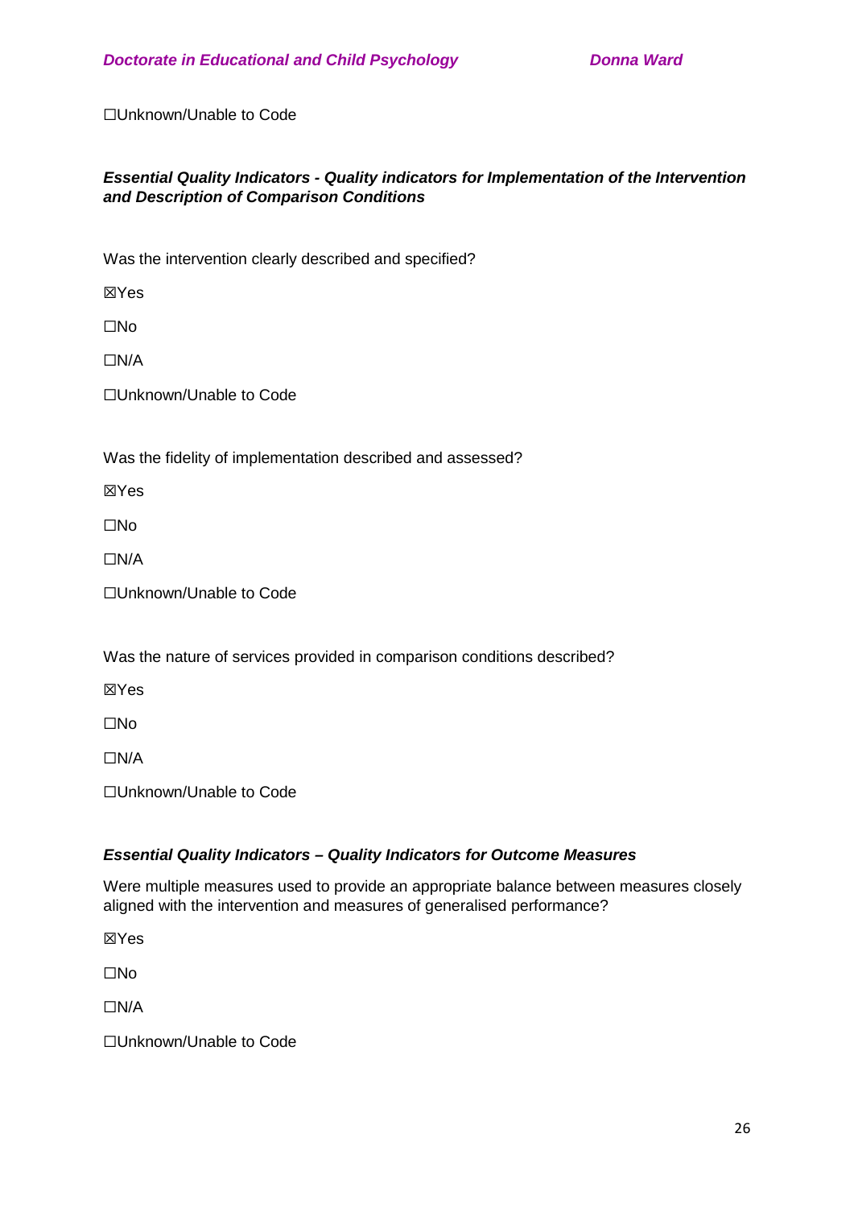☐Unknown/Unable to Code

***Essential Quality Indicators - Quality indicators for Implementation of the Intervention and Description of Comparison Conditions***

Was the intervention clearly described and specified?

☒Yes

☐No

☐N/A

☐Unknown/Unable to Code

Was the fidelity of implementation described and assessed?

☒Yes

☐No

☐N/A

☐Unknown/Unable to Code

Was the nature of services provided in comparison conditions described?

☒Yes

☐No

☐N/A

☐Unknown/Unable to Code

***Essential Quality Indicators – Quality Indicators for Outcome Measures***

Were multiple measures used to provide an appropriate balance between measures closely aligned with the intervention and measures of generalised performance?

☒Yes

☐No

☐N/A

☐Unknown/Unable to Code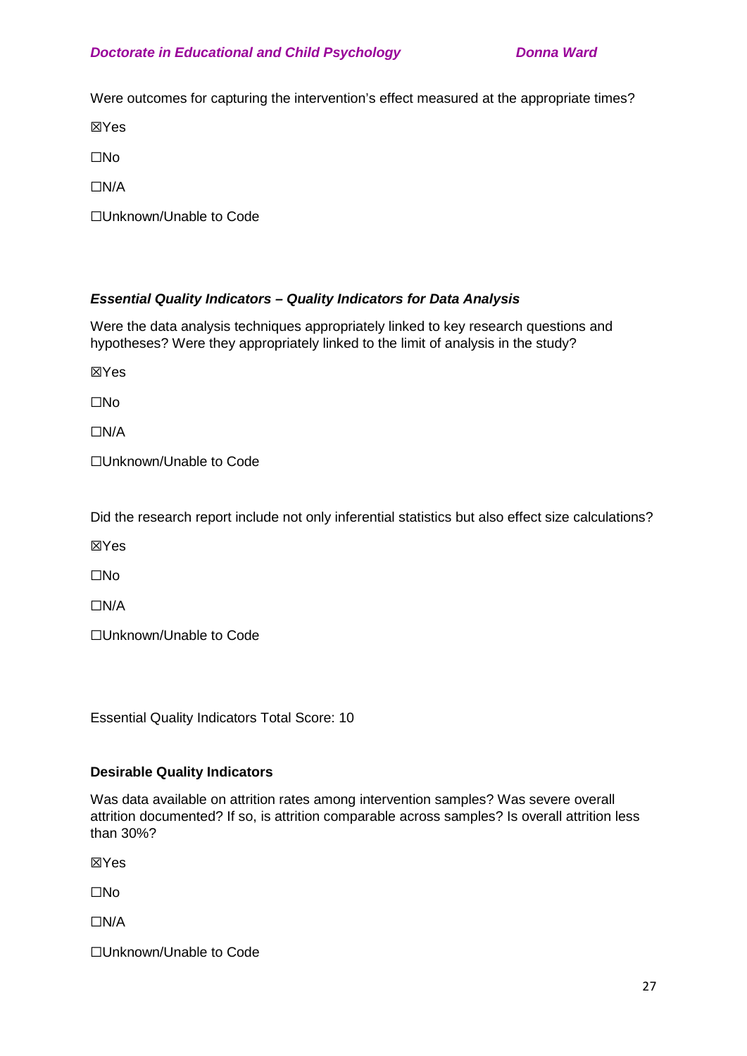Were outcomes for capturing the intervention's effect measured at the appropriate times?

☒Yes

☐No

☐N/A

☐Unknown/Unable to Code

### *Essential Quality Indicators – Quality Indicators for Data Analysis*

Were the data analysis techniques appropriately linked to key research questions and hypotheses? Were they appropriately linked to the limit of analysis in the study?

☒Yes

☐No

☐N/A

☐Unknown/Unable to Code

Did the research report include not only inferential statistics but also effect size calculations?

☒Yes

☐No

☐N/A

☐Unknown/Unable to Code

Essential Quality Indicators Total Score: 10

### **Desirable Quality Indicators**

Was data available on attrition rates among intervention samples? Was severe overall attrition documented? If so, is attrition comparable across samples? Is overall attrition less than 30%?

☒Yes

☐No

☐N/A

☐Unknown/Unable to Code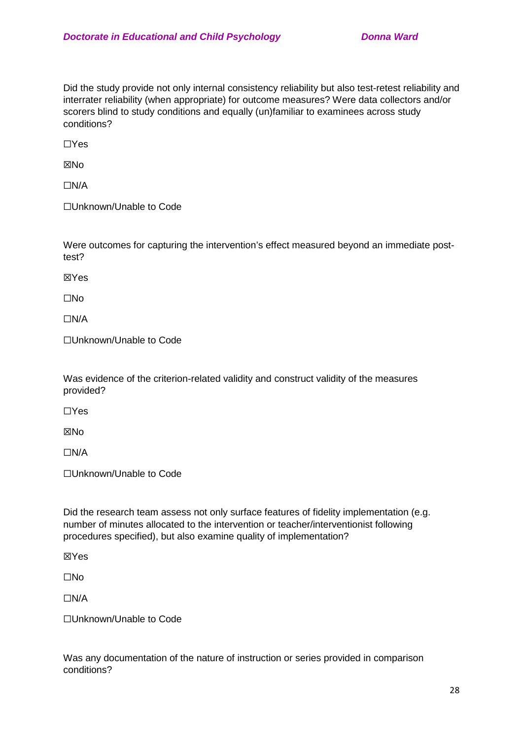Did the study provide not only internal consistency reliability but also test-retest reliability and interrater reliability (when appropriate) for outcome measures? Were data collectors and/or scorers blind to study conditions and equally (un)familiar to examinees across study conditions?

☐Yes

☒No

☐N/A

☐Unknown/Unable to Code

Were outcomes for capturing the intervention's effect measured beyond an immediate post-test?

☒Yes

☐No

☐N/A

☐Unknown/Unable to Code

Was evidence of the criterion-related validity and construct validity of the measures provided?

☐Yes

☒No

☐N/A

☐Unknown/Unable to Code

Did the research team assess not only surface features of fidelity implementation (e.g. number of minutes allocated to the intervention or teacher/interventionist following procedures specified), but also examine quality of implementation?

☒Yes

☐No

☐N/A

☐Unknown/Unable to Code

Was any documentation of the nature of instruction or series provided in comparison conditions?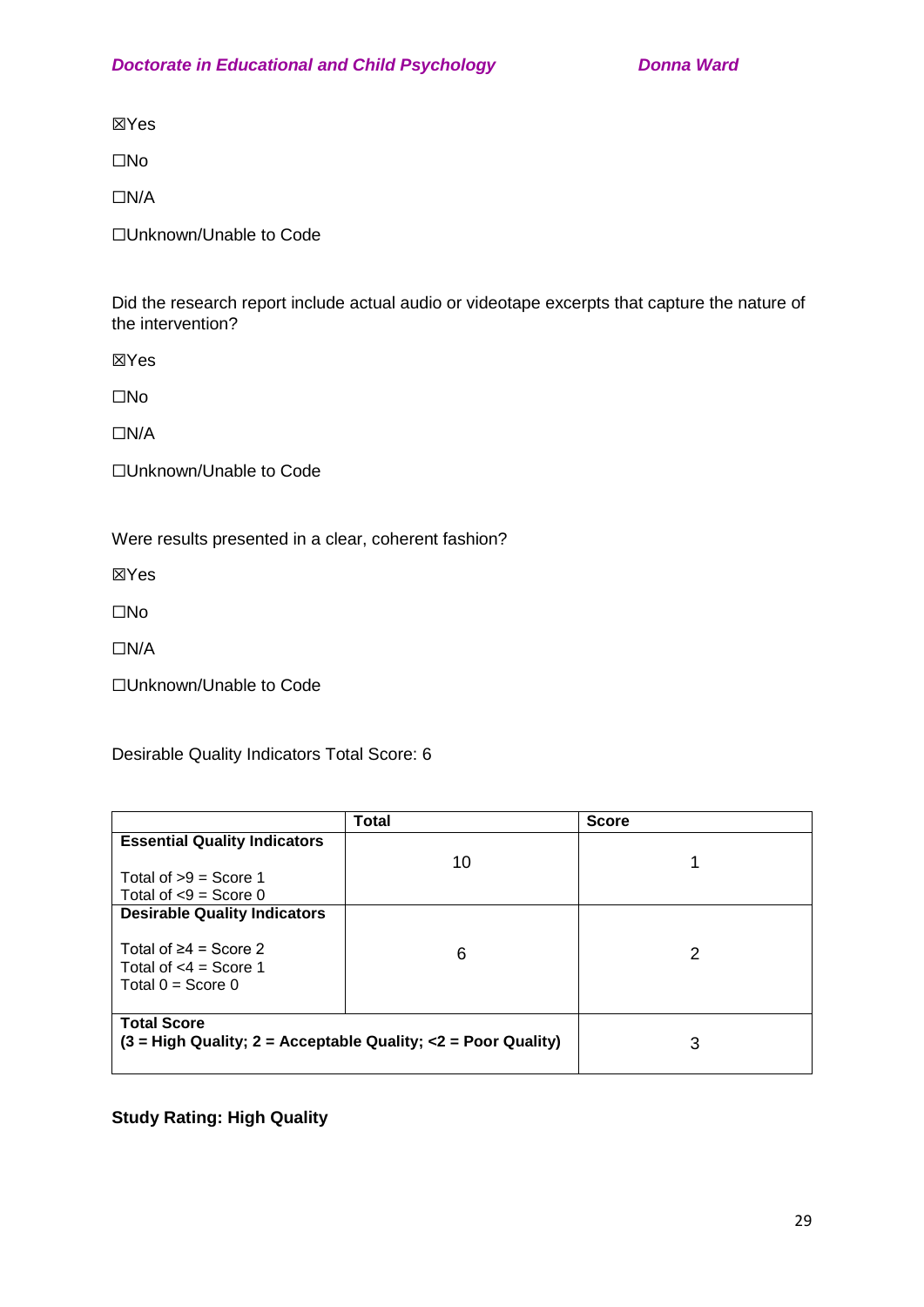☒Yes

☐No

☐N/A

☐Unknown/Unable to Code

Did the research report include actual audio or videotape excerpts that capture the nature of the intervention?

☒Yes

☐No

☐N/A

☐Unknown/Unable to Code

Were results presented in a clear, coherent fashion?

☒Yes

☐No

☐N/A

☐Unknown/Unable to Code

Desirable Quality Indicators Total Score: 6

| | Total | Score |
|---|---|---|
| **Essential Quality Indicators**<br><br>Total of >9 = Score 1<br>Total of <9 = Score 0 | 10 | 1 |
| **Desirable Quality Indicators**<br><br>Total of ≥4 = Score 2<br>Total of <4 = Score 1<br>Total 0 = Score 0 | 6 | 2 |
| **Total Score**<br>**(3 = High Quality; 2 = Acceptable Quality; <2 = Poor Quality)** | | 3 |

**Study Rating: High Quality**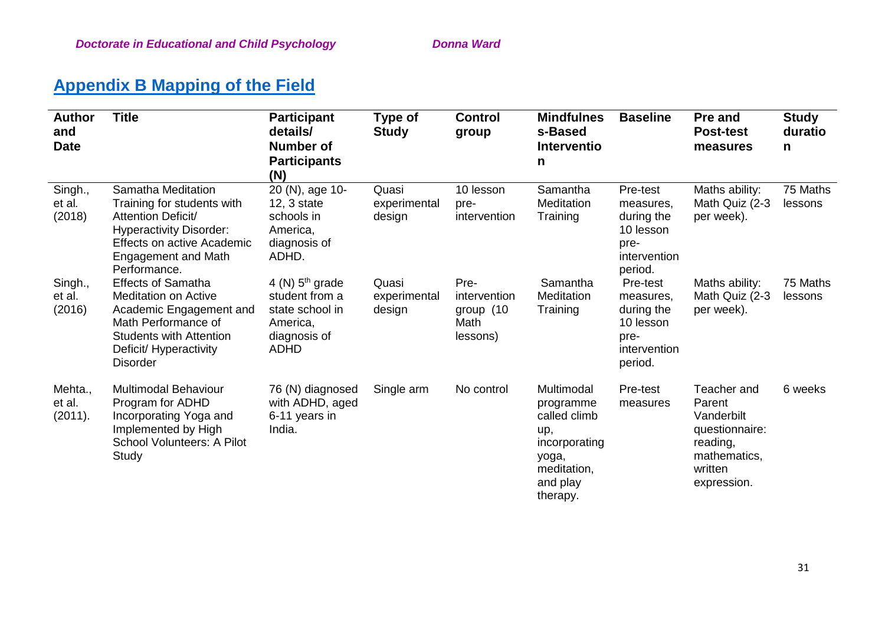## Appendix B Mapping of the Field

| Author and Date | Title | Participant details/ Number of Participants (N) | Type of Study | Control group | Mindfulness-Based Intervention | Baseline | Pre and Post-test measures | Study duration |
|---|---|---|---|---|---|---|---|---|
| Singh., et al. (2018) | Samatha Meditation Training for students with Attention Deficit/ Hyperactivity Disorder: Effects on active Academic Engagement and Math Performance. | 20 (N), age 10-12, 3 state schools in America, diagnosis of ADHD. | Quasi experimental design | 10 lesson pre-intervention | Samantha Meditation Training | Pre-test measures, during the 10 lesson pre-intervention period. | Maths ability: Math Quiz (2-3 per week). | 75 Maths lessons |
| Singh., et al. (2016) | Effects of Samatha Meditation on Active Academic Engagement and Math Performance of Students with Attention Deficit/ Hyperactivity Disorder | 4 (N) 5th grade student from a state school in America, diagnosis of ADHD | Quasi experimental design | Pre-intervention group (10 Math lessons) | Samantha Meditation Training | Pre-test measures, during the 10 lesson pre-intervention period. | Maths ability: Math Quiz (2-3 per week). | 75 Maths lessons |
| Mehta., et al. (2011). | Multimodal Behaviour Program for ADHD Incorporating Yoga and Implemented by High School Volunteers: A Pilot Study | 76 (N) diagnosed with ADHD, aged 6-11 years in India. | Single arm | No control | Multimodal programme called climb up, incorporating yoga, meditation, and play therapy. | Pre-test measures | Teacher and Parent Vanderbilt questionnaire: reading, mathematics, written expression. | 6 weeks |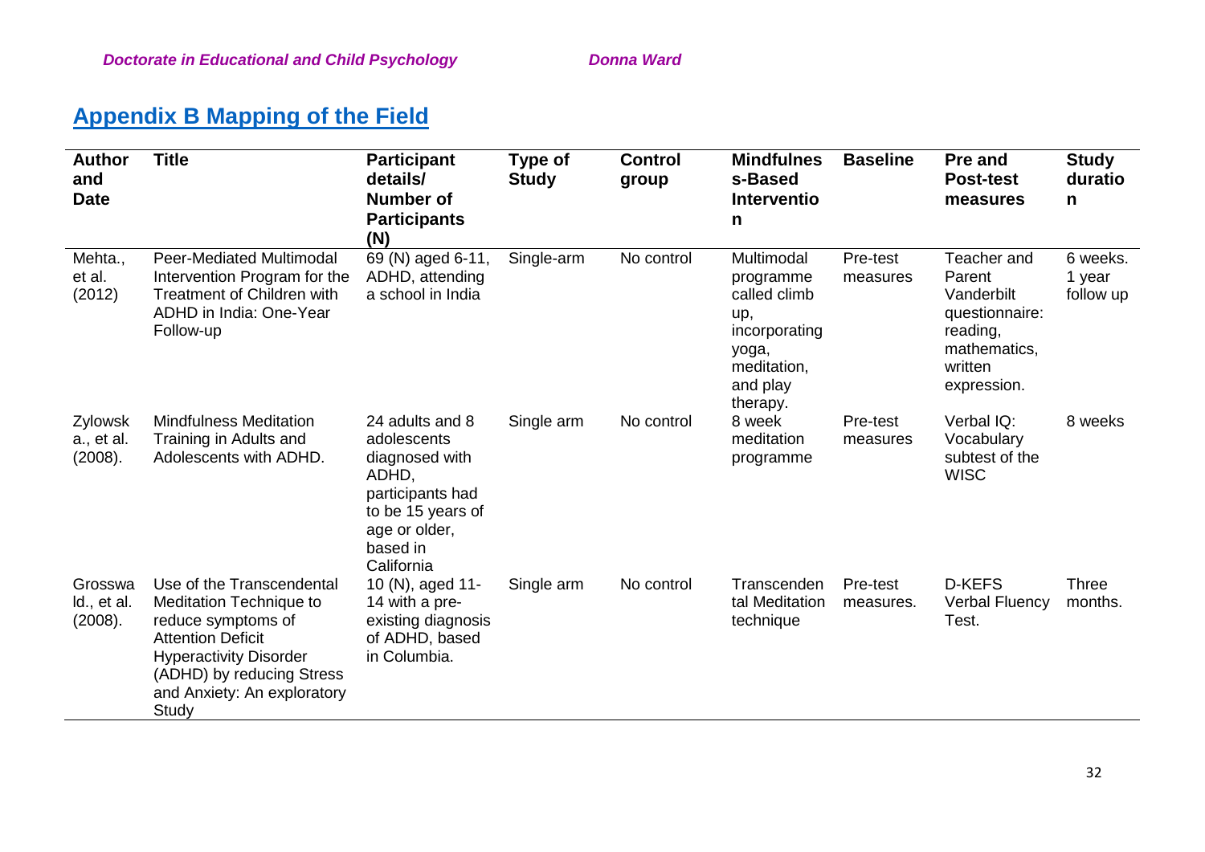## Appendix B Mapping of the Field

| Author and Date | Title | Participant details/ Number of Participants (N) | Type of Study | Control group | Mindfulness-Based Intervention | Baseline | Pre and Post-test measures | Study duration |
|---|---|---|---|---|---|---|---|---|
| Mehta., et al. (2012) | Peer-Mediated Multimodal Intervention Program for the Treatment of Children with ADHD in India: One-Year Follow-up | 69 (N) aged 6-11, ADHD, attending a school in India | Single-arm | No control | Multimodal programme called climb up, incorporating yoga, meditation, and play therapy. | Pre-test measures | Teacher and Parent Vanderbilt questionnaire: reading, mathematics, written expression. | 6 weeks. 1 year follow up |
| Zylowska., et al. (2008). | Mindfulness Meditation Training in Adults and Adolescents with ADHD. | 24 adults and 8 adolescents diagnosed with ADHD, participants had to be 15 years of age or older, based in California | Single arm | No control | 8 week meditation programme | Pre-test measures | Verbal IQ: Vocabulary subtest of the WISC | 8 weeks |
| Grosswald., et al. (2008). | Use of the Transcendental Meditation Technique to reduce symptoms of Attention Deficit Hyperactivity Disorder (ADHD) by reducing Stress and Anxiety: An exploratory Study | 10 (N), aged 11-14 with a pre-existing diagnosis of ADHD, based in Columbia. | Single arm | No control | Transcendental Meditation technique | Pre-test measures. | D-KEFS Verbal Fluency Test. | Three months. |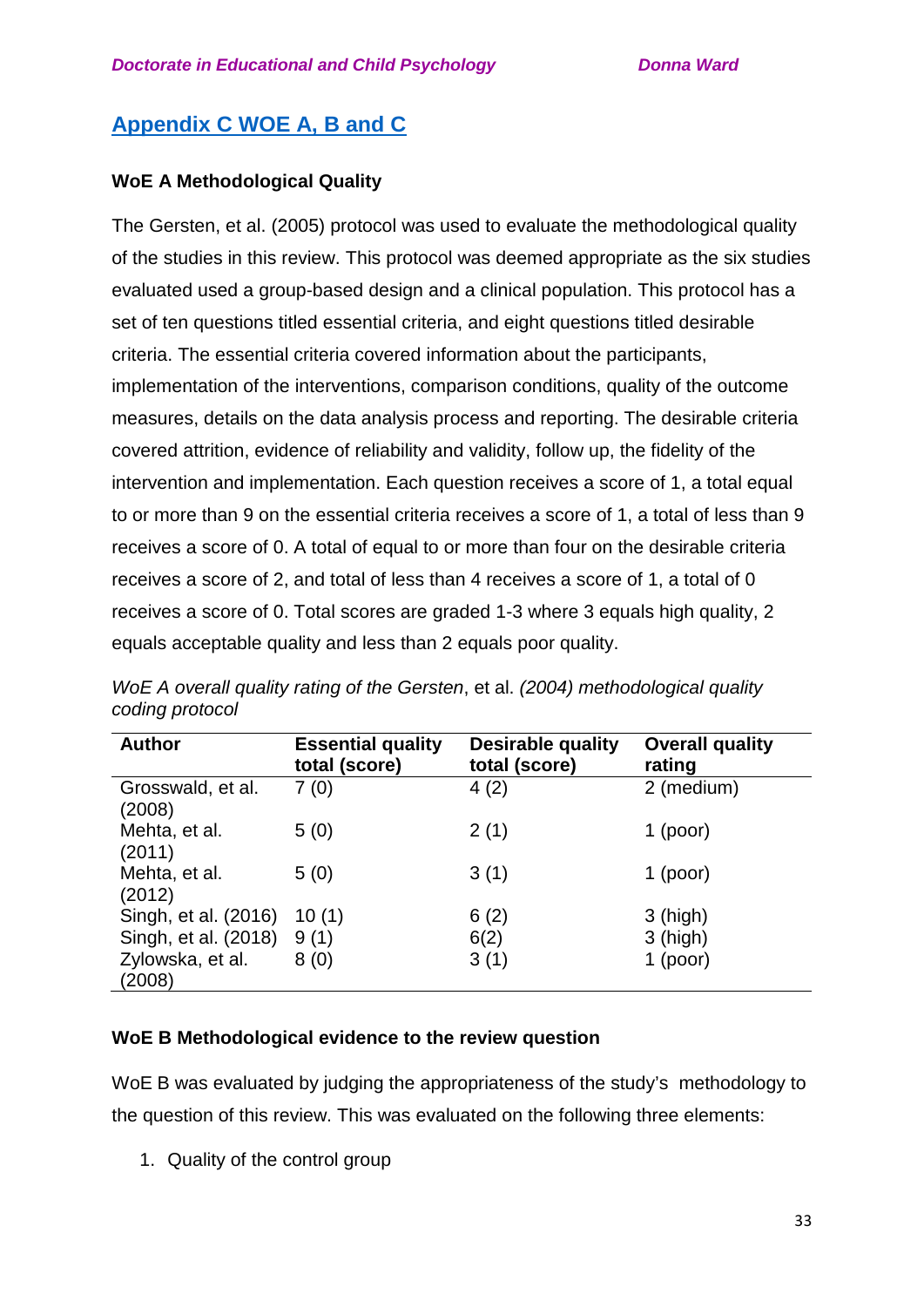## Appendix C WOE A, B and C

### WoE A Methodological Quality

The Gersten, et al. (2005) protocol was used to evaluate the methodological quality of the studies in this review. This protocol was deemed appropriate as the six studies evaluated used a group-based design and a clinical population. This protocol has a set of ten questions titled essential criteria, and eight questions titled desirable criteria. The essential criteria covered information about the participants, implementation of the interventions, comparison conditions, quality of the outcome measures, details on the data analysis process and reporting. The desirable criteria covered attrition, evidence of reliability and validity, follow up, the fidelity of the intervention and implementation. Each question receives a score of 1, a total equal to or more than 9 on the essential criteria receives a score of 1, a total of less than 9 receives a score of 0. A total of equal to or more than four on the desirable criteria receives a score of 2, and total of less than 4 receives a score of 1, a total of 0 receives a score of 0. Total scores are graded 1-3 where 3 equals high quality, 2 equals acceptable quality and less than 2 equals poor quality.

*WoE A overall quality rating of the Gersten*, et al. *(2004) methodological quality coding protocol*

| Author | Essential quality total (score) | Desirable quality total (score) | Overall quality rating |
|---|---|---|---|
| Grosswald, et al. (2008) | 7 (0) | 4 (2) | 2 (medium) |
| Mehta, et al. (2011) | 5 (0) | 2 (1) | 1 (poor) |
| Mehta, et al. (2012) | 5 (0) | 3 (1) | 1 (poor) |
| Singh, et al. (2016) | 10 (1) | 6 (2) | 3 (high) |
| Singh, et al. (2018) | 9 (1) | 6(2) | 3 (high) |
| Zylowska, et al. (2008) | 8 (0) | 3 (1) | 1 (poor) |

### WoE B Methodological evidence to the review question

WoE B was evaluated by judging the appropriateness of the study's methodology to the question of this review. This was evaluated on the following three elements:

1. Quality of the control group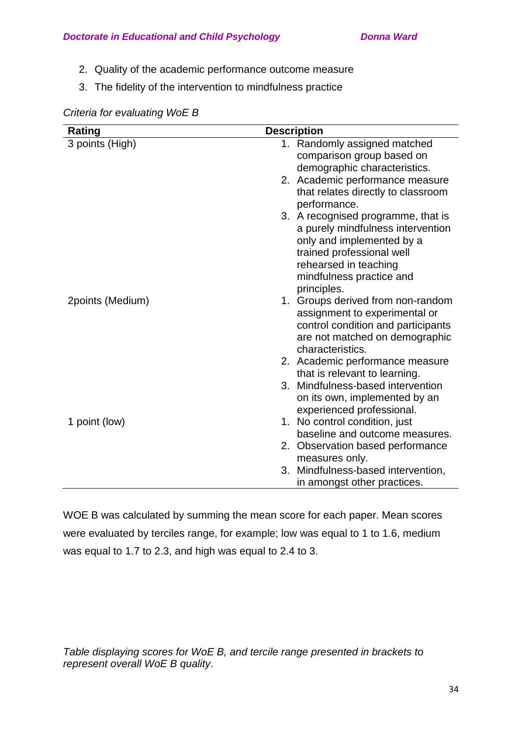2. Quality of the academic performance outcome measure
3. The fidelity of the intervention to mindfulness practice

*Criteria for evaluating WoE B*

| Rating | Description |
|---|---|
| 3 points (High) | 1. Randomly assigned matched comparison group based on demographic characteristics.<br>2. Academic performance measure that relates directly to classroom performance.<br>3. A recognised programme, that is a purely mindfulness intervention only and implemented by a trained professional well rehearsed in teaching mindfulness practice and principles. |
| 2points (Medium) | 1. Groups derived from non-random assignment to experimental or control condition and participants are not matched on demographic characteristics.<br>2. Academic performance measure that is relevant to learning.<br>3. Mindfulness-based intervention on its own, implemented by an experienced professional. |
| 1 point (low) | 1. No control condition, just baseline and outcome measures.<br>2. Observation based performance measures only.<br>3. Mindfulness-based intervention, in amongst other practices. |

WOE B was calculated by summing the mean score for each paper. Mean scores were evaluated by terciles range, for example; low was equal to 1 to 1.6, medium was equal to 1.7 to 2.3, and high was equal to 2.4 to 3.

*Table displaying scores for WoE B, and tercile range presented in brackets to represent overall WoE B quality*.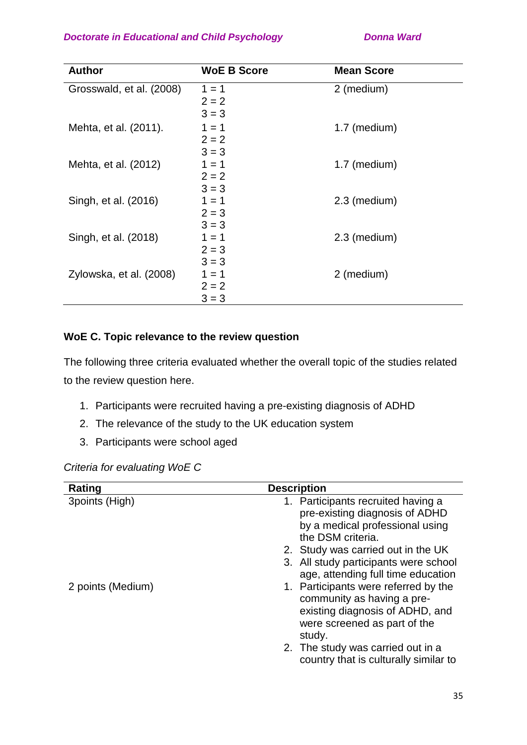| Author | WoE B Score | Mean Score |
|---|---|---|
| Grosswald, et al. (2008) | 1 = 1<br>2 = 2<br>3 = 3 | 2 (medium) |
| Mehta, et al. (2011). | 1 = 1<br>2 = 2<br>3 = 3 | 1.7 (medium) |
| Mehta, et al. (2012) | 1 = 1<br>2 = 2<br>3 = 3 | 1.7 (medium) |
| Singh, et al. (2016) | 1 = 1<br>2 = 3<br>3 = 3 | 2.3 (medium) |
| Singh, et al. (2018) | 1 = 1<br>2 = 3<br>3 = 3 | 2.3 (medium) |
| Zylowska, et al. (2008) | 1 = 1<br>2 = 2<br>3 = 3 | 2 (medium) |

**WoE C. Topic relevance to the review question**

The following three criteria evaluated whether the overall topic of the studies related to the review question here.

1. Participants were recruited having a pre-existing diagnosis of ADHD
2. The relevance of the study to the UK education system
3. Participants were school aged

*Criteria for evaluating WoE C*

| Rating | Description |
|---|---|
| 3points (High) | 1. Participants recruited having a pre-existing diagnosis of ADHD by a medical professional using the DSM criteria.<br>2. Study was carried out in the UK<br>3. All study participants were school age, attending full time education |
| 2 points (Medium) | 1. Participants were referred by the community as having a pre-existing diagnosis of ADHD, and were screened as part of the study.<br>2. The study was carried out in a country that is culturally similar to |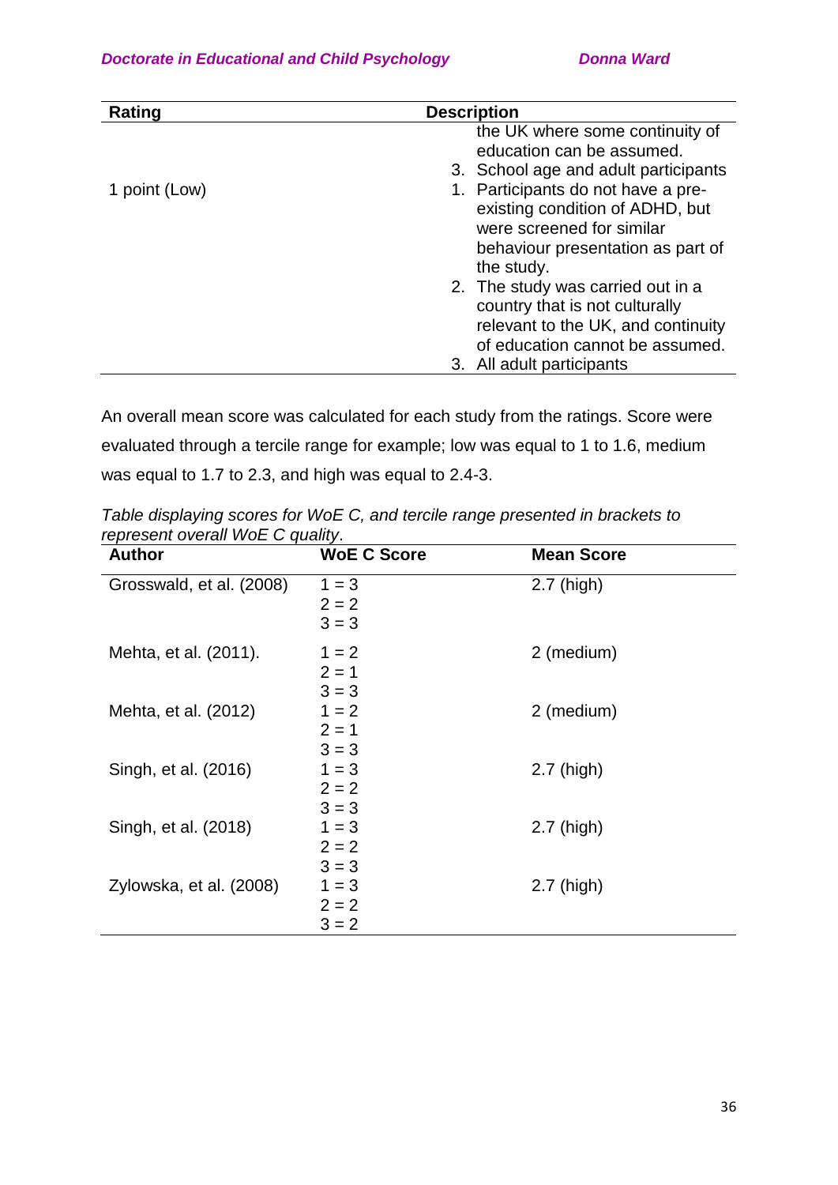| Rating | Description |
|---|---|
| | the UK where some continuity of education can be assumed.<br>3. School age and adult participants |
| 1 point (Low) | 1. Participants do not have a pre-existing condition of ADHD, but were screened for similar behaviour presentation as part of the study.<br>2. The study was carried out in a country that is not culturally relevant to the UK, and continuity of education cannot be assumed.<br>3. All adult participants |

An overall mean score was calculated for each study from the ratings. Score were evaluated through a tercile range for example; low was equal to 1 to 1.6, medium was equal to 1.7 to 2.3, and high was equal to 2.4-3.

*Table displaying scores for WoE C, and tercile range presented in brackets to represent overall WoE C quality*.

| Author | WoE C Score | Mean Score |
|---|---|---|
| Grosswald, et al. (2008) | 1 = 3<br>2 = 2<br>3 = 3 | 2.7 (high) |
| Mehta, et al. (2011). | 1 = 2<br>2 = 1<br>3 = 3 | 2 (medium) |
| Mehta, et al. (2012) | 1 = 2<br>2 = 1<br>3 = 3 | 2 (medium) |
| Singh, et al. (2016) | 1 = 3<br>2 = 2<br>3 = 3 | 2.7 (high) |
| Singh, et al. (2018) | 1 = 3<br>2 = 2<br>3 = 3 | 2.7 (high) |
| Zylowska, et al. (2008) | 1 = 3<br>2 = 2<br>3 = 2 | 2.7 (high) |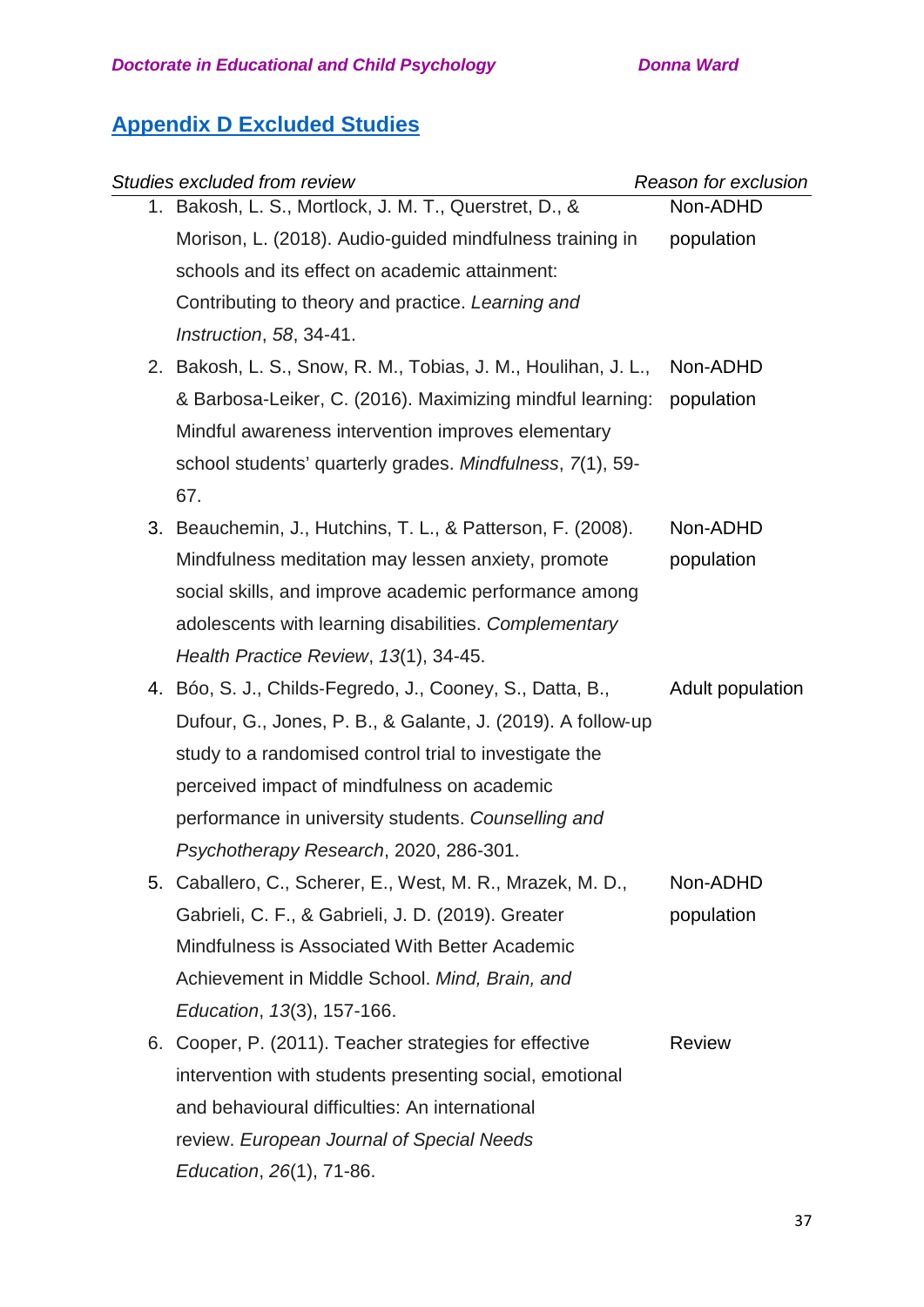## Appendix D Excluded Studies

| Studies excluded from review | Reason for exclusion |
|---|---|
| 1. Bakosh, L. S., Mortlock, J. M. T., Querstret, D., & Morison, L. (2018). Audio-guided mindfulness training in schools and its effect on academic attainment: Contributing to theory and practice. *Learning and Instruction*, *58*, 34-41. | Non-ADHD population |
| 2. Bakosh, L. S., Snow, R. M., Tobias, J. M., Houlihan, J. L., & Barbosa-Leiker, C. (2016). Maximizing mindful learning: Mindful awareness intervention improves elementary school students' quarterly grades. *Mindfulness*, *7*(1), 59-67. | Non-ADHD population |
| 3. Beauchemin, J., Hutchins, T. L., & Patterson, F. (2008). Mindfulness meditation may lessen anxiety, promote social skills, and improve academic performance among adolescents with learning disabilities. *Complementary Health Practice Review*, *13*(1), 34-45. | Non-ADHD population |
| 4. Bóo, S. J., Childs-Fegredo, J., Cooney, S., Datta, B., Dufour, G., Jones, P. B., & Galante, J. (2019). A follow-up study to a randomised control trial to investigate the perceived impact of mindfulness on academic performance in university students. *Counselling and Psychotherapy Research*, 2020, 286-301. | Adult population |
| 5. Caballero, C., Scherer, E., West, M. R., Mrazek, M. D., Gabrieli, C. F., & Gabrieli, J. D. (2019). Greater Mindfulness is Associated With Better Academic Achievement in Middle School. *Mind, Brain, and Education*, *13*(3), 157-166. | Non-ADHD population |
| 6. Cooper, P. (2011). Teacher strategies for effective intervention with students presenting social, emotional and behavioural difficulties: An international review. *European Journal of Special Needs Education*, *26*(1), 71-86. | Review |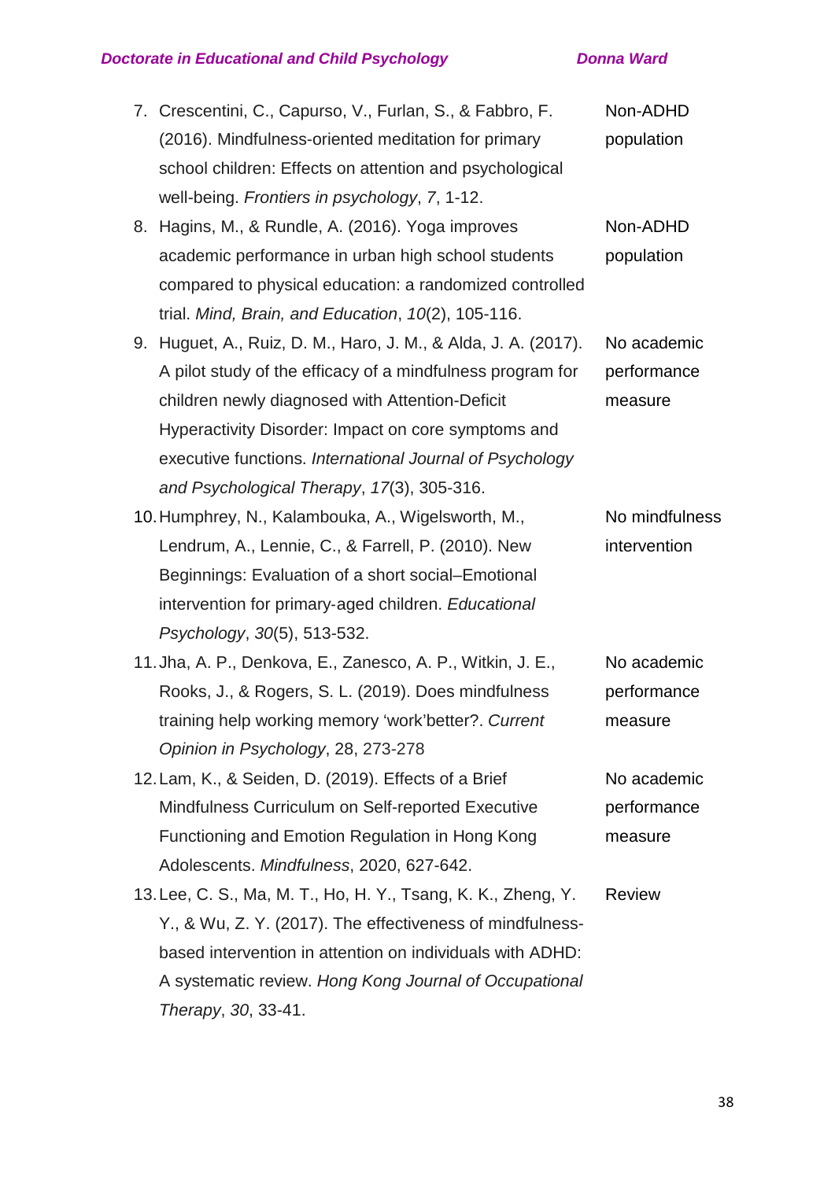| | Reference | Reason for exclusion |
|---|---|---|
| 7. | Crescentini, C., Capurso, V., Furlan, S., & Fabbro, F. (2016). Mindfulness-oriented meditation for primary school children: Effects on attention and psychological well-being. *Frontiers in psychology*, *7*, 1-12. | Non-ADHD population |
| 8. | Hagins, M., & Rundle, A. (2016). Yoga improves academic performance in urban high school students compared to physical education: a randomized controlled trial. *Mind, Brain, and Education*, *10*(2), 105-116. | Non-ADHD population |
| 9. | Huguet, A., Ruiz, D. M., Haro, J. M., & Alda, J. A. (2017). A pilot study of the efficacy of a mindfulness program for children newly diagnosed with Attention-Deficit Hyperactivity Disorder: Impact on core symptoms and executive functions. *International Journal of Psychology and Psychological Therapy*, *17*(3), 305-316. | No academic performance measure |
| 10. | Humphrey, N., Kalambouka, A., Wigelsworth, M., Lendrum, A., Lennie, C., & Farrell, P. (2010). New Beginnings: Evaluation of a short social–Emotional intervention for primary-aged children. *Educational Psychology*, *30*(5), 513-532. | No mindfulness intervention |
| 11. | Jha, A. P., Denkova, E., Zanesco, A. P., Witkin, J. E., Rooks, J., & Rogers, S. L. (2019). Does mindfulness training help working memory 'work'better?. *Current Opinion in Psychology*, 28, 273-278 | No academic performance measure |
| 12. | Lam, K., & Seiden, D. (2019). Effects of a Brief Mindfulness Curriculum on Self-reported Executive Functioning and Emotion Regulation in Hong Kong Adolescents. *Mindfulness*, 2020, 627-642. | No academic performance measure |
| 13. | Lee, C. S., Ma, M. T., Ho, H. Y., Tsang, K. K., Zheng, Y. Y., & Wu, Z. Y. (2017). The effectiveness of mindfulness-based intervention in attention on individuals with ADHD: A systematic review. *Hong Kong Journal of Occupational Therapy*, *30*, 33-41. | Review |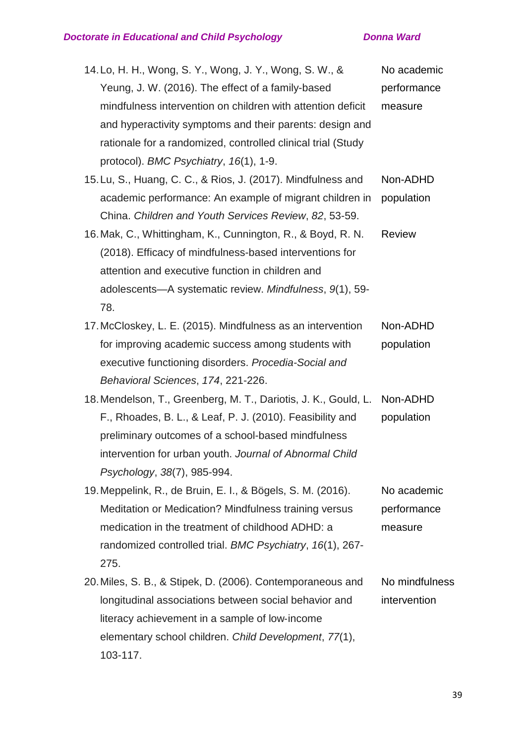| | |
|---|---|
| 14. Lo, H. H., Wong, S. Y., Wong, J. Y., Wong, S. W., & Yeung, J. W. (2016). The effect of a family-based mindfulness intervention on children with attention deficit and hyperactivity symptoms and their parents: design and rationale for a randomized, controlled clinical trial (Study protocol). *BMC Psychiatry*, *16*(1), 1-9. | No academic performance measure |
| 15. Lu, S., Huang, C. C., & Rios, J. (2017). Mindfulness and academic performance: An example of migrant children in China. *Children and Youth Services Review*, *82*, 53-59. | Non-ADHD population |
| 16. Mak, C., Whittingham, K., Cunnington, R., & Boyd, R. N. (2018). Efficacy of mindfulness-based interventions for attention and executive function in children and adolescents—A systematic review. *Mindfulness*, *9*(1), 59-78. | Review |
| 17. McCloskey, L. E. (2015). Mindfulness as an intervention for improving academic success among students with executive functioning disorders. *Procedia-Social and Behavioral Sciences*, *174*, 221-226. | Non-ADHD population |
| 18. Mendelson, T., Greenberg, M. T., Dariotis, J. K., Gould, L. F., Rhoades, B. L., & Leaf, P. J. (2010). Feasibility and preliminary outcomes of a school-based mindfulness intervention for urban youth. *Journal of Abnormal Child Psychology*, *38*(7), 985-994. | Non-ADHD population |
| 19. Meppelink, R., de Bruin, E. I., & Bögels, S. M. (2016). Meditation or Medication? Mindfulness training versus medication in the treatment of childhood ADHD: a randomized controlled trial. *BMC Psychiatry*, *16*(1), 267-275. | No academic performance measure |
| 20. Miles, S. B., & Stipek, D. (2006). Contemporaneous and longitudinal associations between social behavior and literacy achievement in a sample of low-income elementary school children. *Child Development*, *77*(1), 103-117. | No mindfulness intervention |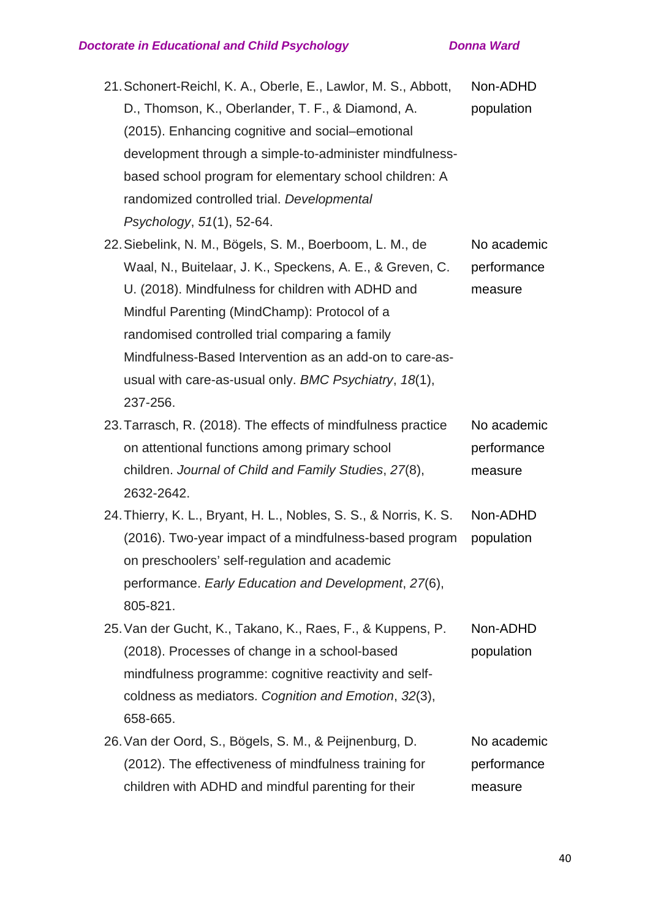| | |
|---|---|
| 21. Schonert-Reichl, K. A., Oberle, E., Lawlor, M. S., Abbott, D., Thomson, K., Oberlander, T. F., & Diamond, A. (2015). Enhancing cognitive and social–emotional development through a simple-to-administer mindfulness-based school program for elementary school children: A randomized controlled trial. *Developmental Psychology*, *51*(1), 52-64. | Non-ADHD population |
| 22. Siebelink, N. M., Bögels, S. M., Boerboom, L. M., de Waal, N., Buitelaar, J. K., Speckens, A. E., & Greven, C. U. (2018). Mindfulness for children with ADHD and Mindful Parenting (MindChamp): Protocol of a randomised controlled trial comparing a family Mindfulness-Based Intervention as an add-on to care-as-usual with care-as-usual only. *BMC Psychiatry*, *18*(1), 237-256. | No academic performance measure |
| 23. Tarrasch, R. (2018). The effects of mindfulness practice on attentional functions among primary school children. *Journal of Child and Family Studies*, *27*(8), 2632-2642. | No academic performance measure |
| 24. Thierry, K. L., Bryant, H. L., Nobles, S. S., & Norris, K. S. (2016). Two-year impact of a mindfulness-based program on preschoolers' self-regulation and academic performance. *Early Education and Development*, *27*(6), 805-821. | Non-ADHD population |
| 25. Van der Gucht, K., Takano, K., Raes, F., & Kuppens, P. (2018). Processes of change in a school-based mindfulness programme: cognitive reactivity and self-coldness as mediators. *Cognition and Emotion*, *32*(3), 658-665. | Non-ADHD population |
| 26. Van der Oord, S., Bögels, S. M., & Peijnenburg, D. (2012). The effectiveness of mindfulness training for children with ADHD and mindful parenting for their | No academic performance measure |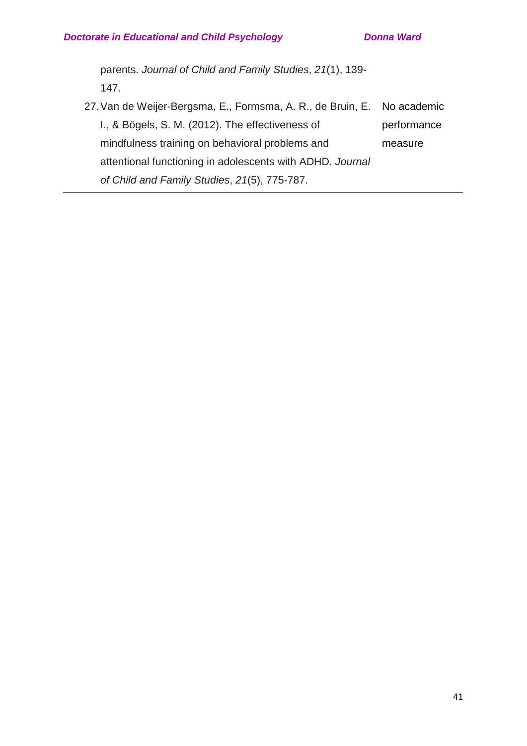| | |
|---|---|
| parents. *Journal of Child and Family Studies*, *21*(1), 139-147. | |
| 27. Van de Weijer-Bergsma, E., Formsma, A. R., de Bruin, E. I., & Bögels, S. M. (2012). The effectiveness of mindfulness training on behavioral problems and attentional functioning in adolescents with ADHD. *Journal of Child and Family Studies*, *21*(5), 775-787. | No academic performance measure |